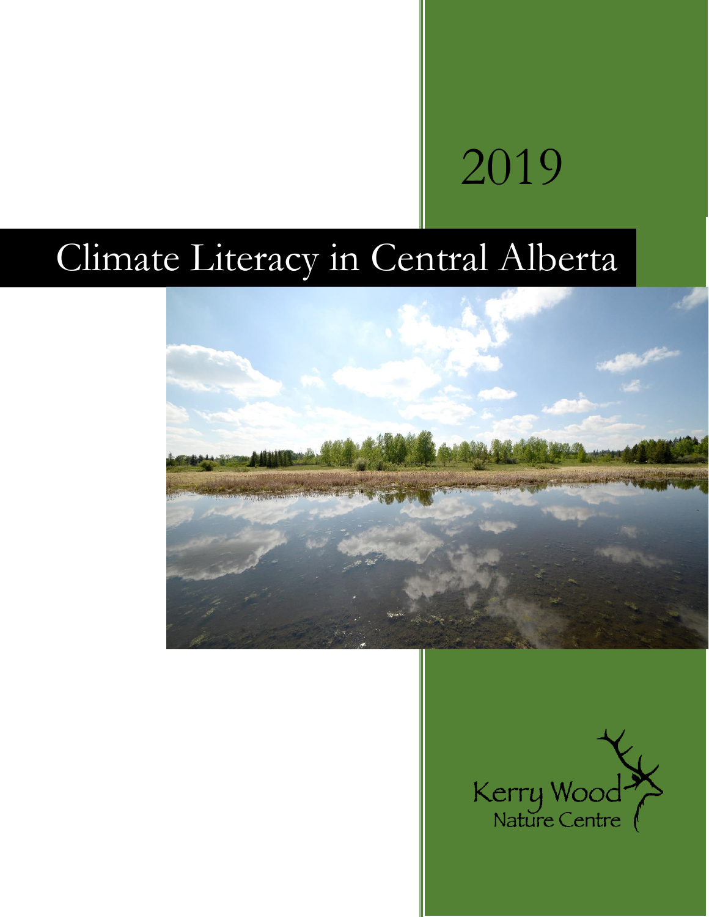2019

# Climate Literacy in Central Alberta

Kerry Wood Nature Centre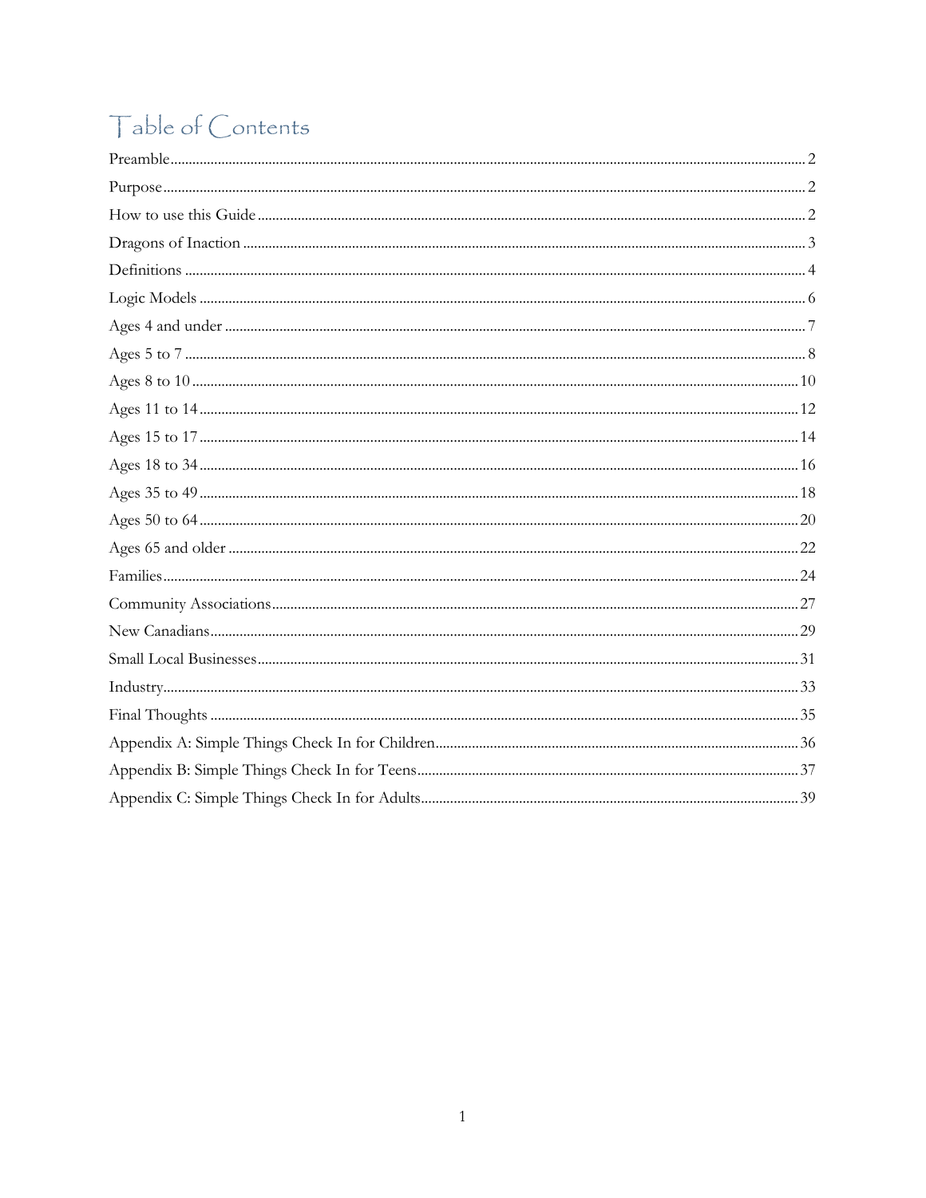# Table of Contents

Preamble............................................................................................................................................. 2
Purpose.............................................................................................................................................. 2
How to use this Guide......................................................................................................................... 2
Dragons of Inaction............................................................................................................................ 3
Definitions.......................................................................................................................................... 4
Logic Models...................................................................................................................................... 6
Ages 4 and under................................................................................................................................ 7
Ages 5 to 7......................................................................................................................................... 8
Ages 8 to 10....................................................................................................................................... 10
Ages 11 to 14..................................................................................................................................... 12
Ages 15 to 17..................................................................................................................................... 14
Ages 18 to 34..................................................................................................................................... 16
Ages 35 to 49..................................................................................................................................... 18
Ages 50 to 64..................................................................................................................................... 20
Ages 65 and older............................................................................................................................... 22
Families............................................................................................................................................. 24
Community Associations..................................................................................................................... 27
New Canadians................................................................................................................................... 29
Small Local Businesses........................................................................................................................ 31
Industry............................................................................................................................................. 33
Final Thoughts................................................................................................................................... 35
Appendix A: Simple Things Check In for Children.............................................................................. 36
Appendix B: Simple Things Check In for Teens................................................................................... 37
Appendix C: Simple Things Check In for Adults.................................................................................. 39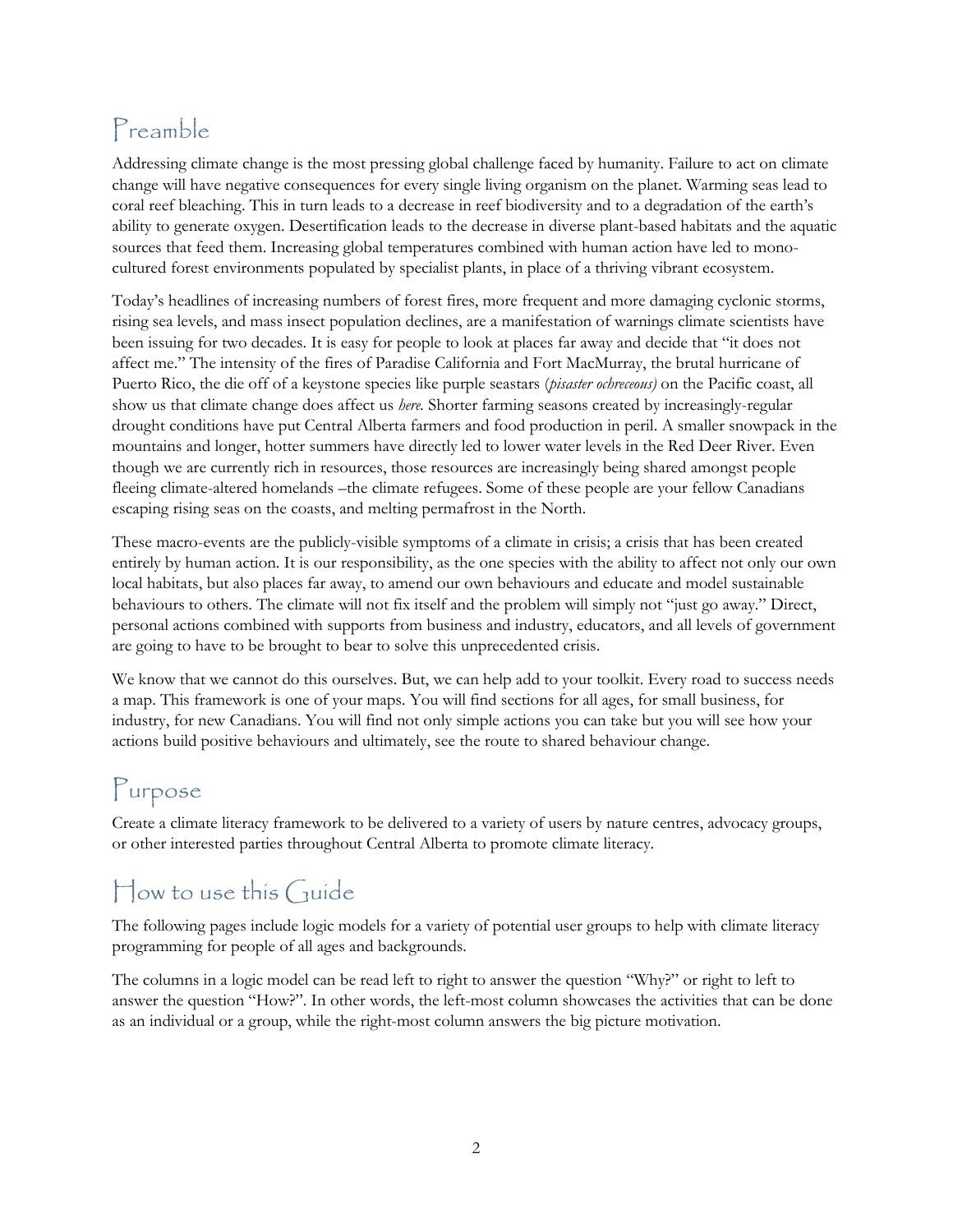## Preamble

Addressing climate change is the most pressing global challenge faced by humanity. Failure to act on climate change will have negative consequences for every single living organism on the planet. Warming seas lead to coral reef bleaching. This in turn leads to a decrease in reef biodiversity and to a degradation of the earth's ability to generate oxygen. Desertification leads to the decrease in diverse plant-based habitats and the aquatic sources that feed them. Increasing global temperatures combined with human action have led to mono-cultured forest environments populated by specialist plants, in place of a thriving vibrant ecosystem.

Today's headlines of increasing numbers of forest fires, more frequent and more damaging cyclonic storms, rising sea levels, and mass insect population declines, are a manifestation of warnings climate scientists have been issuing for two decades. It is easy for people to look at places far away and decide that "it does not affect me." The intensity of the fires of Paradise California and Fort MacMurray, the brutal hurricane of Puerto Rico, the die off of a keystone species like purple seastars (*pisaster ochreceous)* on the Pacific coast, all show us that climate change does affect us *here*. Shorter farming seasons created by increasingly-regular drought conditions have put Central Alberta farmers and food production in peril. A smaller snowpack in the mountains and longer, hotter summers have directly led to lower water levels in the Red Deer River. Even though we are currently rich in resources, those resources are increasingly being shared amongst people fleeing climate-altered homelands –the climate refugees. Some of these people are your fellow Canadians escaping rising seas on the coasts, and melting permafrost in the North.

These macro-events are the publicly-visible symptoms of a climate in crisis; a crisis that has been created entirely by human action. It is our responsibility, as the one species with the ability to affect not only our own local habitats, but also places far away, to amend our own behaviours and educate and model sustainable behaviours to others. The climate will not fix itself and the problem will simply not "just go away." Direct, personal actions combined with supports from business and industry, educators, and all levels of government are going to have to be brought to bear to solve this unprecedented crisis.

We know that we cannot do this ourselves. But, we can help add to your toolkit. Every road to success needs a map. This framework is one of your maps. You will find sections for all ages, for small business, for industry, for new Canadians. You will find not only simple actions you can take but you will see how your actions build positive behaviours and ultimately, see the route to shared behaviour change.

## Purpose

Create a climate literacy framework to be delivered to a variety of users by nature centres, advocacy groups, or other interested parties throughout Central Alberta to promote climate literacy.

## How to use this Guide

The following pages include logic models for a variety of potential user groups to help with climate literacy programming for people of all ages and backgrounds.

The columns in a logic model can be read left to right to answer the question "Why?" or right to left to answer the question "How?". In other words, the left-most column showcases the activities that can be done as an individual or a group, while the right-most column answers the big picture motivation.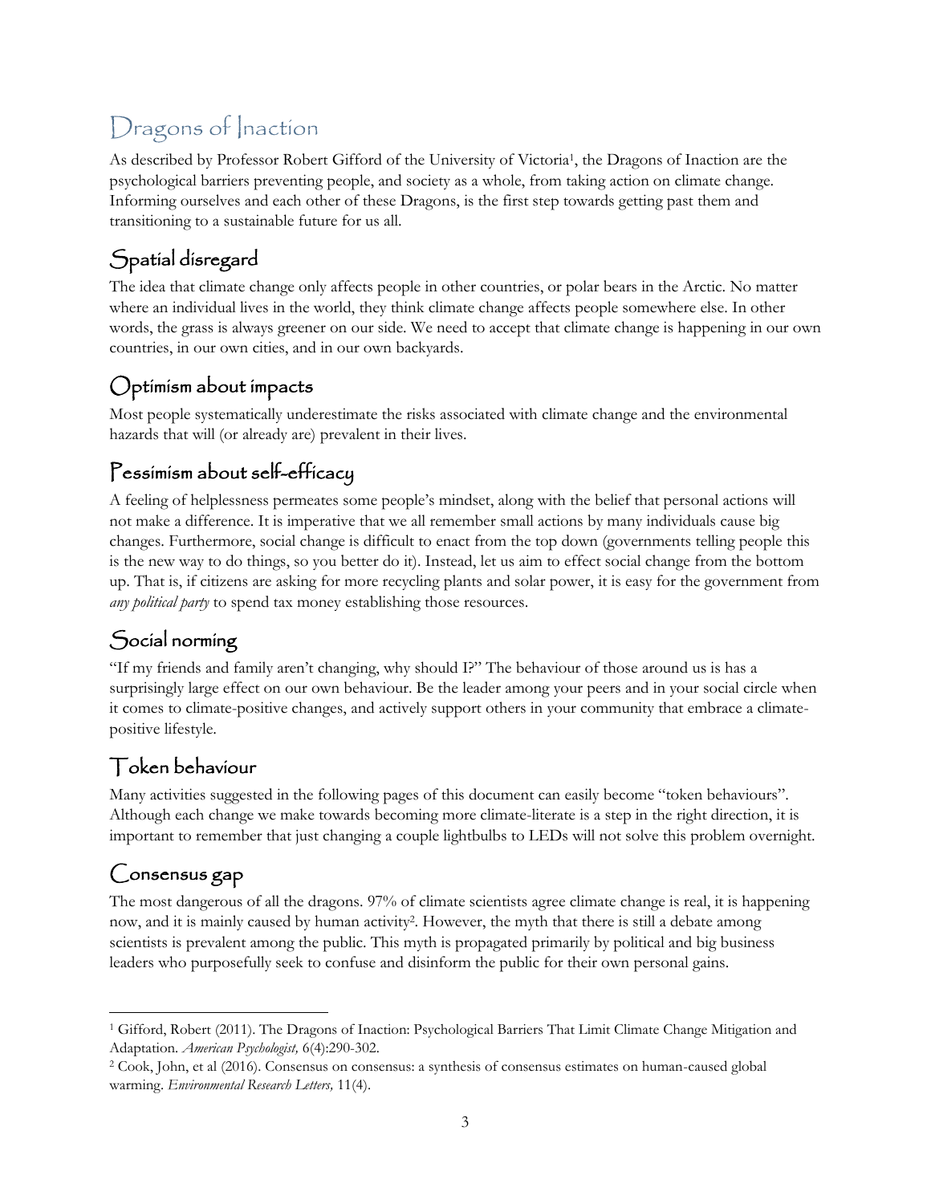# Dragons of Inaction

As described by Professor Robert Gifford of the University of Victoria[1], the Dragons of Inaction are the psychological barriers preventing people, and society as a whole, from taking action on climate change. Informing ourselves and each other of these Dragons, is the first step towards getting past them and transitioning to a sustainable future for us all.

## Spatial disregard

The idea that climate change only affects people in other countries, or polar bears in the Arctic. No matter where an individual lives in the world, they think climate change affects people somewhere else. In other words, the grass is always greener on our side. We need to accept that climate change is happening in our own countries, in our own cities, and in our own backyards.

## Optimism about impacts

Most people systematically underestimate the risks associated with climate change and the environmental hazards that will (or already are) prevalent in their lives.

## Pessimism about self-efficacy

A feeling of helplessness permeates some people's mindset, along with the belief that personal actions will not make a difference. It is imperative that we all remember small actions by many individuals cause big changes. Furthermore, social change is difficult to enact from the top down (governments telling people this is the new way to do things, so you better do it). Instead, let us aim to effect social change from the bottom up. That is, if citizens are asking for more recycling plants and solar power, it is easy for the government from *any political party* to spend tax money establishing those resources.

## Social norming

"If my friends and family aren't changing, why should I?" The behaviour of those around us is has a surprisingly large effect on our own behaviour. Be the leader among your peers and in your social circle when it comes to climate-positive changes, and actively support others in your community that embrace a climate-positive lifestyle.

## Token behaviour

Many activities suggested in the following pages of this document can easily become "token behaviours". Although each change we make towards becoming more climate-literate is a step in the right direction, it is important to remember that just changing a couple lightbulbs to LEDs will not solve this problem overnight.

## Consensus gap

The most dangerous of all the dragons. 97% of climate scientists agree climate change is real, it is happening now, and it is mainly caused by human activity[2]. However, the myth that there is still a debate among scientists is prevalent among the public. This myth is propagated primarily by political and big business leaders who purposefully seek to confuse and disinform the public for their own personal gains.

---

[1] Gifford, Robert (2011). The Dragons of Inaction: Psychological Barriers That Limit Climate Change Mitigation and Adaptation. *American Psychologist,* 6(4):290-302.

[2] Cook, John, et al (2016). Consensus on consensus: a synthesis of consensus estimates on human-caused global warming. *Environmental Research Letters,* 11(4).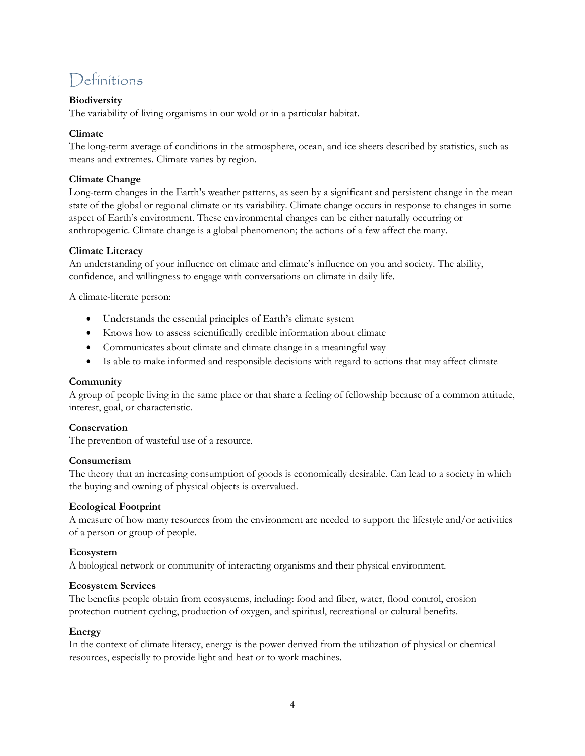# Definitions

**Biodiversity**
The variability of living organisms in our wold or in a particular habitat.

**Climate**
The long-term average of conditions in the atmosphere, ocean, and ice sheets described by statistics, such as means and extremes. Climate varies by region.

**Climate Change**
Long-term changes in the Earth's weather patterns, as seen by a significant and persistent change in the mean state of the global or regional climate or its variability. Climate change occurs in response to changes in some aspect of Earth's environment. These environmental changes can be either naturally occurring or anthropogenic. Climate change is a global phenomenon; the actions of a few affect the many.

**Climate Literacy**
An understanding of your influence on climate and climate's influence on you and society. The ability, confidence, and willingness to engage with conversations on climate in daily life.

A climate-literate person:

- Understands the essential principles of Earth's climate system
- Knows how to assess scientifically credible information about climate
- Communicates about climate and climate change in a meaningful way
- Is able to make informed and responsible decisions with regard to actions that may affect climate

**Community**
A group of people living in the same place or that share a feeling of fellowship because of a common attitude, interest, goal, or characteristic.

**Conservation**
The prevention of wasteful use of a resource.

**Consumerism**
The theory that an increasing consumption of goods is economically desirable. Can lead to a society in which the buying and owning of physical objects is overvalued.

**Ecological Footprint**
A measure of how many resources from the environment are needed to support the lifestyle and/or activities of a person or group of people.

**Ecosystem**
A biological network or community of interacting organisms and their physical environment.

**Ecosystem Services**
The benefits people obtain from ecosystems, including: food and fiber, water, flood control, erosion protection nutrient cycling, production of oxygen, and spiritual, recreational or cultural benefits.

**Energy**
In the context of climate literacy, energy is the power derived from the utilization of physical or chemical resources, especially to provide light and heat or to work machines.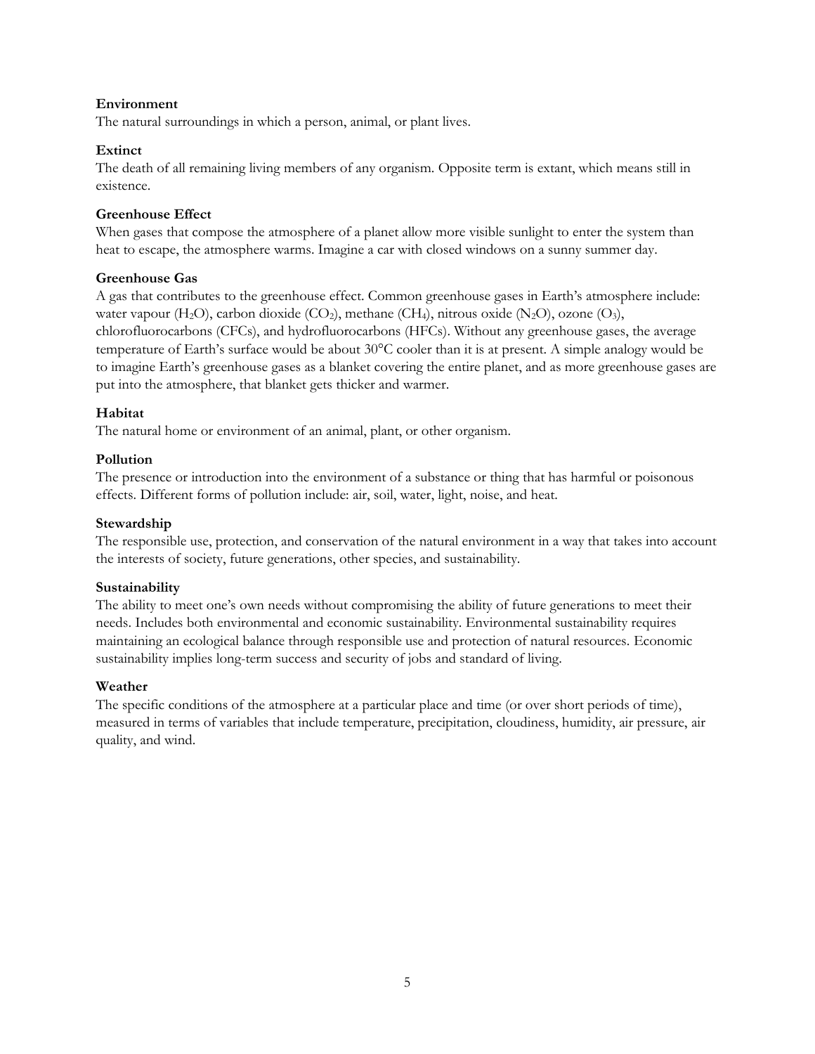**Environment**

The natural surroundings in which a person, animal, or plant lives.

**Extinct**

The death of all remaining living members of any organism. Opposite term is extant, which means still in existence.

**Greenhouse Effect**

When gases that compose the atmosphere of a planet allow more visible sunlight to enter the system than heat to escape, the atmosphere warms. Imagine a car with closed windows on a sunny summer day.

**Greenhouse Gas**

A gas that contributes to the greenhouse effect. Common greenhouse gases in Earth's atmosphere include: water vapour ($H_2O$), carbon dioxide ($CO_2$), methane ($CH_4$), nitrous oxide ($N_2O$), ozone ($O_3$), chlorofluorocarbons (CFCs), and hydrofluorocarbons (HFCs). Without any greenhouse gases, the average temperature of Earth's surface would be about 30°C cooler than it is at present. A simple analogy would be to imagine Earth's greenhouse gases as a blanket covering the entire planet, and as more greenhouse gases are put into the atmosphere, that blanket gets thicker and warmer.

**Habitat**

The natural home or environment of an animal, plant, or other organism.

**Pollution**

The presence or introduction into the environment of a substance or thing that has harmful or poisonous effects. Different forms of pollution include: air, soil, water, light, noise, and heat.

**Stewardship**

The responsible use, protection, and conservation of the natural environment in a way that takes into account the interests of society, future generations, other species, and sustainability.

**Sustainability**

The ability to meet one's own needs without compromising the ability of future generations to meet their needs. Includes both environmental and economic sustainability. Environmental sustainability requires maintaining an ecological balance through responsible use and protection of natural resources. Economic sustainability implies long-term success and security of jobs and standard of living.

**Weather**

The specific conditions of the atmosphere at a particular place and time (or over short periods of time), measured in terms of variables that include temperature, precipitation, cloudiness, humidity, air pressure, air quality, and wind.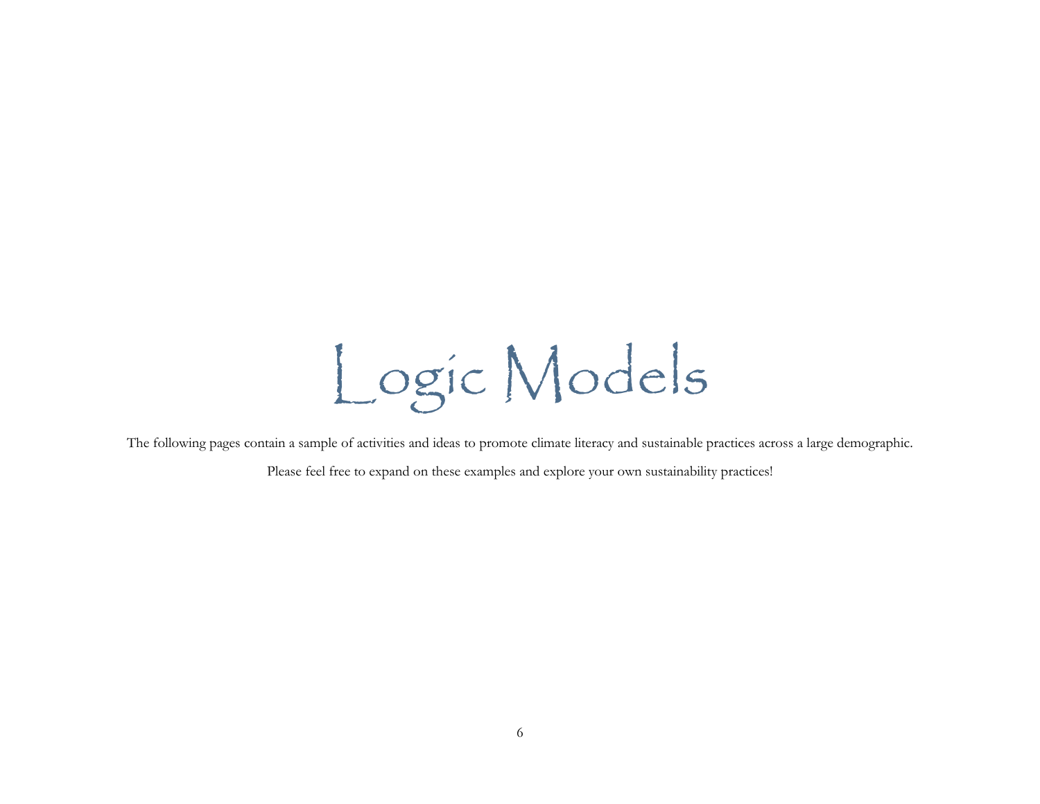# Logic Models

The following pages contain a sample of activities and ideas to promote climate literacy and sustainable practices across a large demographic.

Please feel free to expand on these examples and explore your own sustainability practices!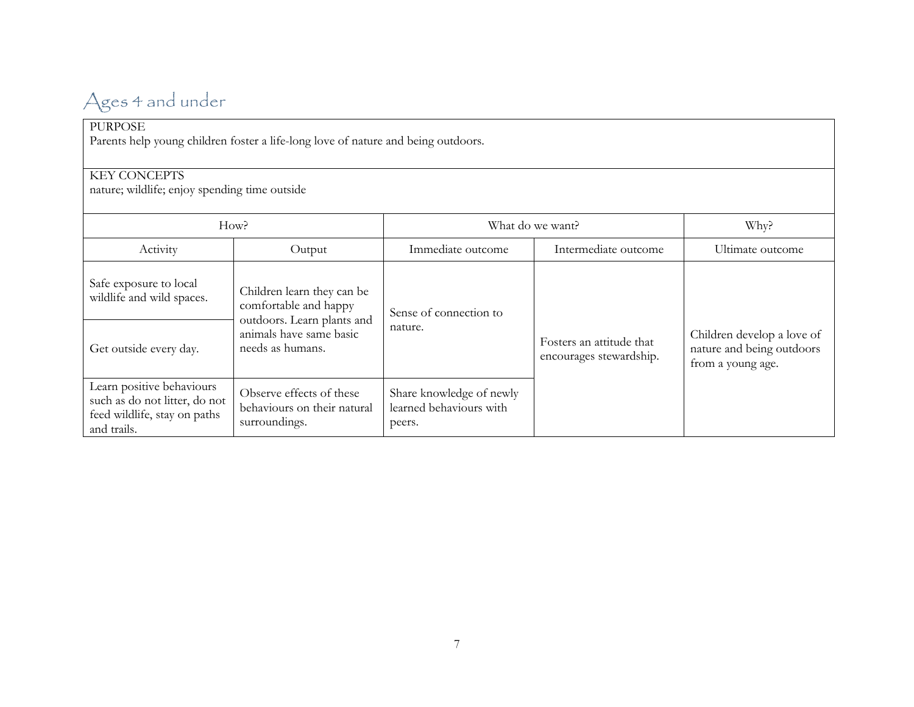## Ages 4 and under

PURPOSE
Parents help young children foster a life-long love of nature and being outdoors.

KEY CONCEPTS
nature; wildlife; enjoy spending time outside

| How? | | What do we want? | | Why? |
|---|---|---|---|---|
| Activity | Output | Immediate outcome | Intermediate outcome | Ultimate outcome |
| Safe exposure to local wildlife and wild spaces. | Children learn they can be comfortable and happy outdoors. Learn plants and animals have same basic needs as humans. | Sense of connection to nature. | Fosters an attitude that encourages stewardship. | Children develop a love of nature and being outdoors from a young age. |
| Get outside every day. | | | | |
| Learn positive behaviours such as do not litter, do not feed wildlife, stay on paths and trails. | Observe effects of these behaviours on their natural surroundings. | Share knowledge of newly learned behaviours with peers. | | |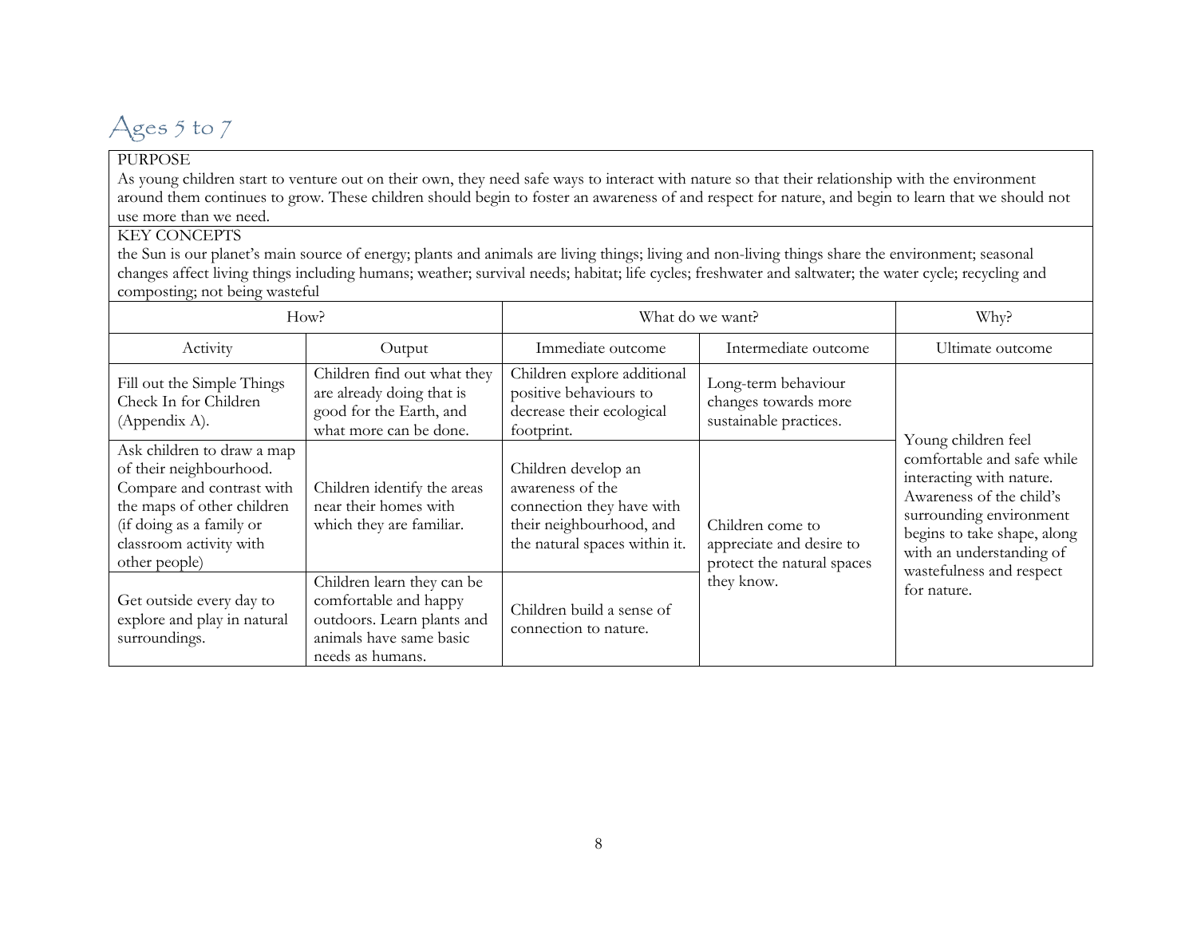## Ages 5 to 7

PURPOSE

As young children start to venture out on their own, they need safe ways to interact with nature so that their relationship with the environment around them continues to grow. These children should begin to foster an awareness of and respect for nature, and begin to learn that we should not use more than we need.

KEY CONCEPTS

the Sun is our planet's main source of energy; plants and animals are living things; living and non-living things share the environment; seasonal changes affect living things including humans; weather; survival needs; habitat; life cycles; freshwater and saltwater; the water cycle; recycling and composting; not being wasteful

| How? | | What do we want? | | Why? |
|---|---|---|---|---|
| Activity | Output | Immediate outcome | Intermediate outcome | Ultimate outcome |
| Fill out the Simple Things Check In for Children (Appendix A). | Children find out what they are already doing that is good for the Earth, and what more can be done. | Children explore additional positive behaviours to decrease their ecological footprint. | Long-term behaviour changes towards more sustainable practices. | Young children feel comfortable and safe while interacting with nature. Awareness of the child's surrounding environment begins to take shape, along with an understanding of wastefulness and respect for nature. |
| Ask children to draw a map of their neighbourhood. Compare and contrast with the maps of other children (if doing as a family or classroom activity with other people) | Children identify the areas near their homes with which they are familiar. | Children develop an awareness of the connection they have with their neighbourhood, and the natural spaces within it. | Children come to appreciate and desire to protect the natural spaces they know. | |
| Get outside every day to explore and play in natural surroundings. | Children learn they can be comfortable and happy outdoors. Learn plants and animals have same basic needs as humans. | Children build a sense of connection to nature. | | |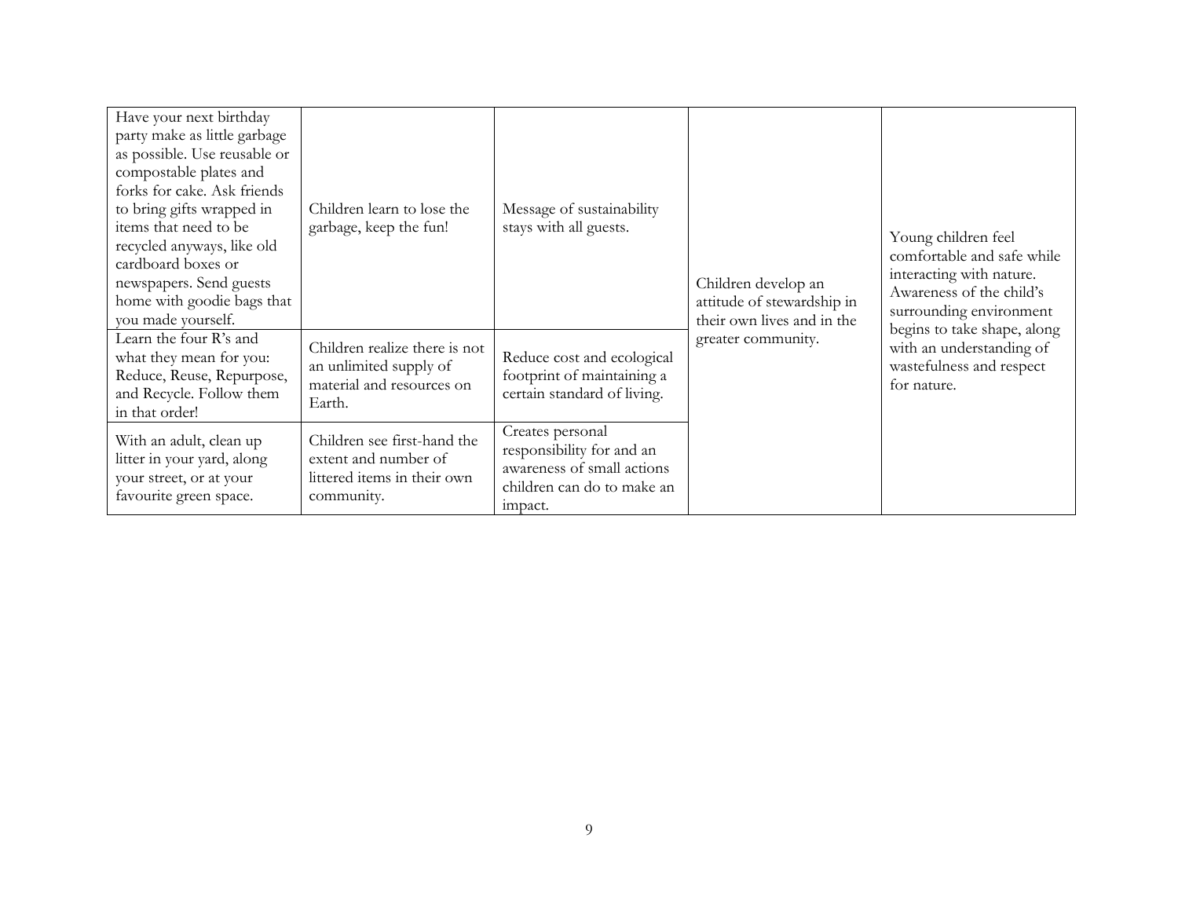| | | | | |
|---|---|---|---|---|
| Have your next birthday party make as little garbage as possible. Use reusable or compostable plates and forks for cake. Ask friends to bring gifts wrapped in items that need to be recycled anyways, like old cardboard boxes or newspapers. Send guests home with goodie bags that you made yourself. | Children learn to lose the garbage, keep the fun! | Message of sustainability stays with all guests. | Children develop an attitude of stewardship in their own lives and in the greater community. | Young children feel comfortable and safe while interacting with nature. Awareness of the child's surrounding environment begins to take shape, along with an understanding of wastefulness and respect for nature. |
| Learn the four R's and what they mean for you: Reduce, Reuse, Repurpose, and Recycle. Follow them in that order! | Children realize there is not an unlimited supply of material and resources on Earth. | Reduce cost and ecological footprint of maintaining a certain standard of living. | | |
| With an adult, clean up litter in your yard, along your street, or at your favourite green space. | Children see first-hand the extent and number of littered items in their own community. | Creates personal responsibility for and an awareness of small actions children can do to make an impact. | | |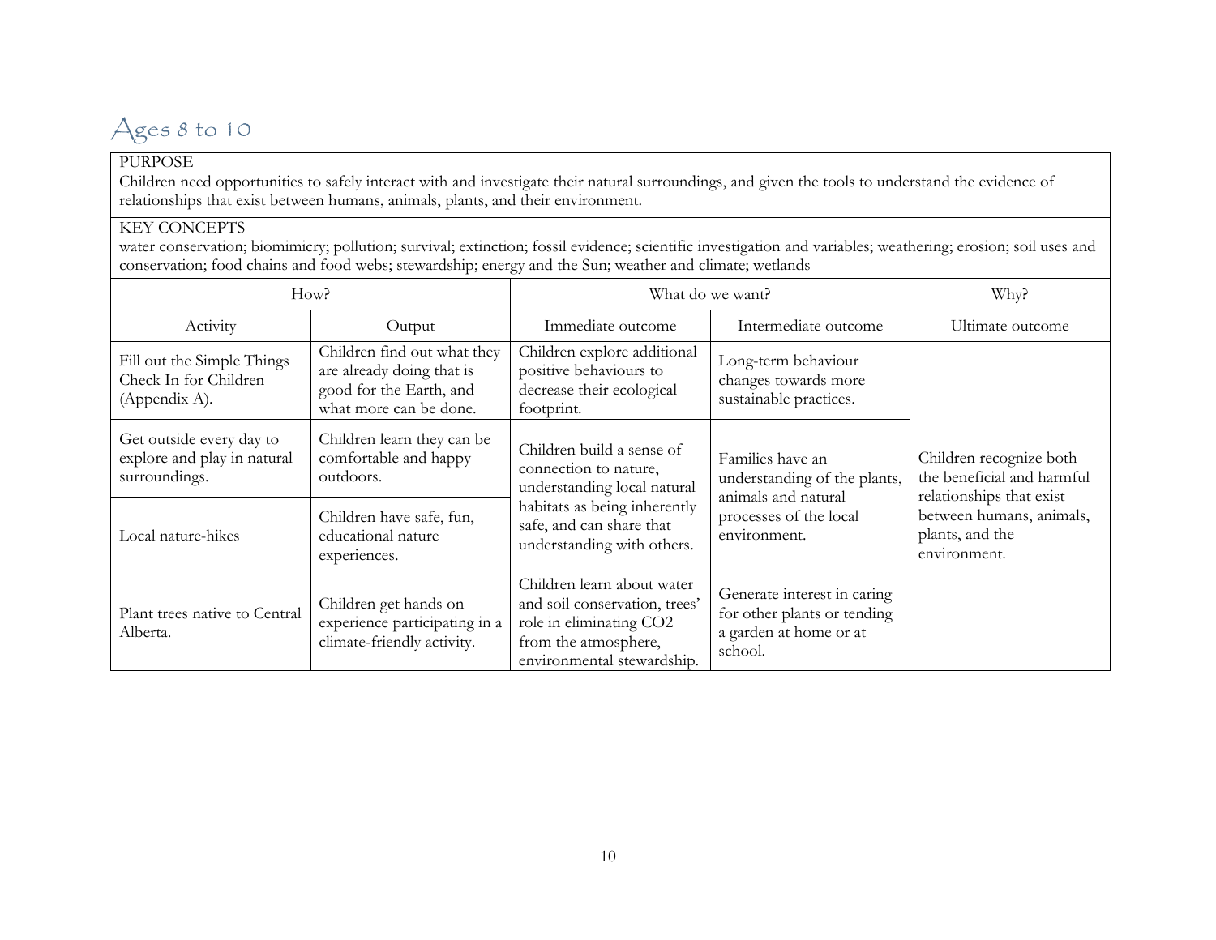## Ages 8 to 10

PURPOSE

Children need opportunities to safely interact with and investigate their natural surroundings, and given the tools to understand the evidence of relationships that exist between humans, animals, plants, and their environment.

KEY CONCEPTS

water conservation; biomimicry; pollution; survival; extinction; fossil evidence; scientific investigation and variables; weathering; erosion; soil uses and conservation; food chains and food webs; stewardship; energy and the Sun; weather and climate; wetlands

| How? | | What do we want? | | Why? |
|---|---|---|---|---|
| Activity | Output | Immediate outcome | Intermediate outcome | Ultimate outcome |
| Fill out the Simple Things Check In for Children (Appendix A). | Children find out what they are already doing that is good for the Earth, and what more can be done. | Children explore additional positive behaviours to decrease their ecological footprint. | Long-term behaviour changes towards more sustainable practices. | Children recognize both the beneficial and harmful relationships that exist between humans, animals, plants, and the environment. |
| Get outside every day to explore and play in natural surroundings. | Children learn they can be comfortable and happy outdoors. | Children build a sense of connection to nature, understanding local natural habitats as being inherently safe, and can share that understanding with others. | Families have an understanding of the plants, animals and natural processes of the local environment. | |
| Local nature-hikes | Children have safe, fun, educational nature experiences. | | | |
| Plant trees native to Central Alberta. | Children get hands on experience participating in a climate-friendly activity. | Children learn about water and soil conservation, trees' role in eliminating $CO_2$ from the atmosphere, environmental stewardship. | Generate interest in caring for other plants or tending a garden at home or at school. | |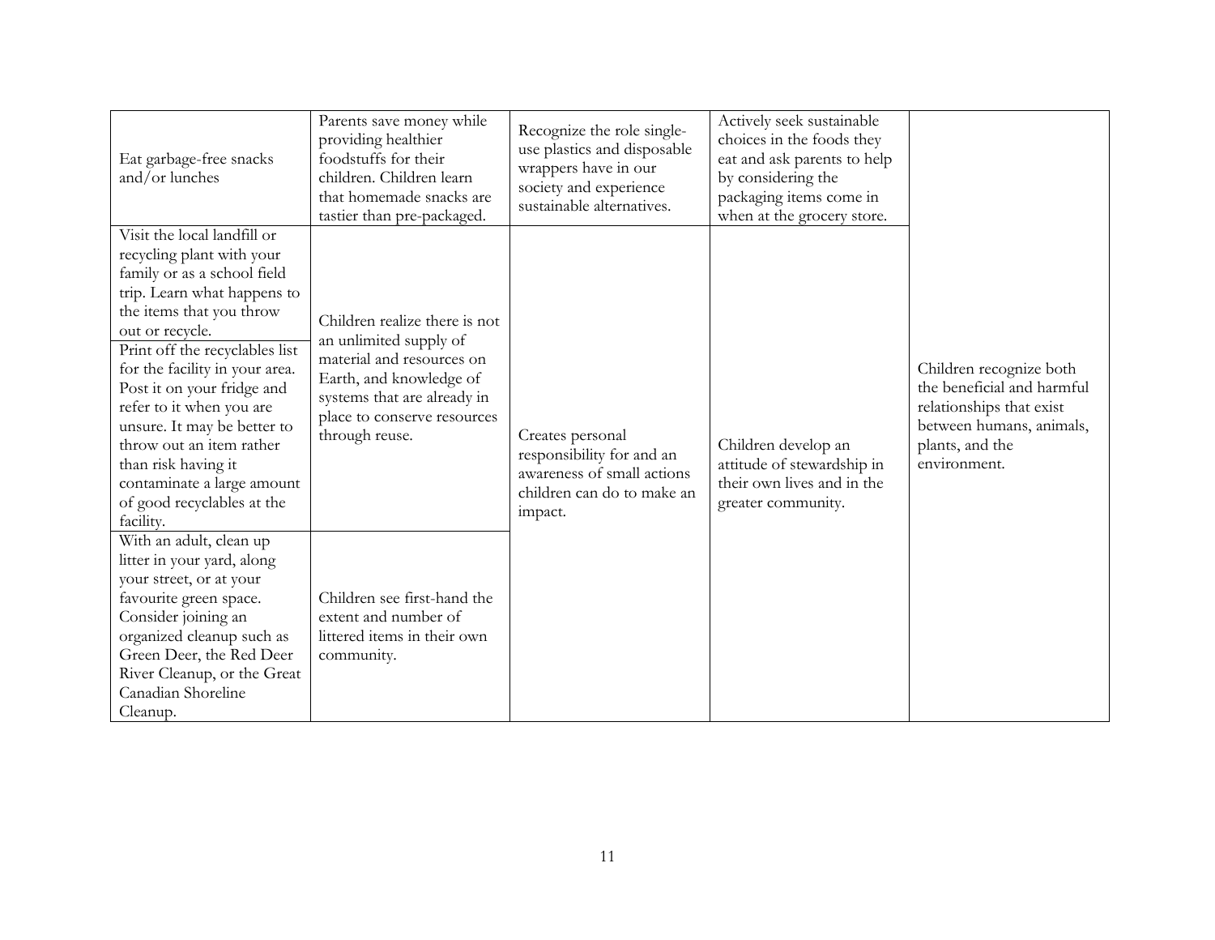| | | | | |
|---|---|---|---|---|
| Eat garbage-free snacks and/or lunches | Parents save money while providing healthier foodstuffs for their children. Children learn that homemade snacks are tastier than pre-packaged. | Recognize the role single-use plastics and disposable wrappers have in our society and experience sustainable alternatives. | Actively seek sustainable choices in the foods they eat and ask parents to help by considering the packaging items come in when at the grocery store. | Children recognize both the beneficial and harmful relationships that exist between humans, animals, plants, and the environment. |
| Visit the local landfill or recycling plant with your family or as a school field trip. Learn what happens to the items that you throw out or recycle. | Children realize there is not an unlimited supply of material and resources on Earth, and knowledge of systems that are already in place to conserve resources through reuse. | Creates personal responsibility for and an awareness of small actions children can do to make an impact. | Children develop an attitude of stewardship in their own lives and in the greater community. | |
| Print off the recyclables list for the facility in your area. Post it on your fridge and refer to it when you are unsure. It may be better to throw out an item rather than risk having it contaminate a large amount of good recyclables at the facility. | | | | |
| With an adult, clean up litter in your yard, along your street, or at your favourite green space. Consider joining an organized cleanup such as Green Deer, the Red Deer River Cleanup, or the Great Canadian Shoreline Cleanup. | Children see first-hand the extent and number of littered items in their own community. | | | |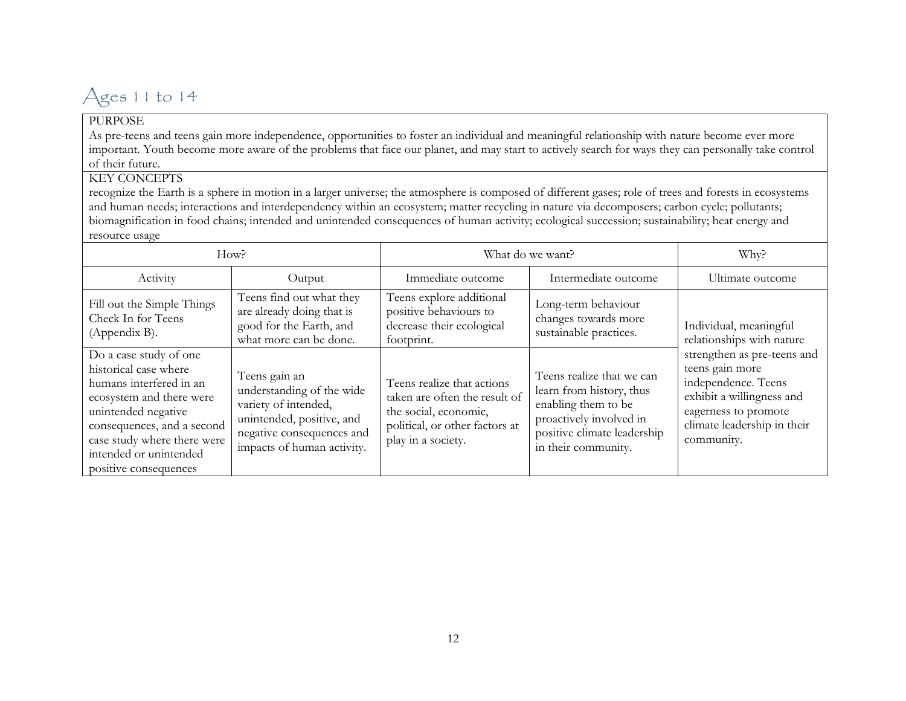## Ages 11 to 14

PURPOSE

As pre-teens and teens gain more independence, opportunities to foster an individual and meaningful relationship with nature become ever more important. Youth become more aware of the problems that face our planet, and may start to actively search for ways they can personally take control of their future.

KEY CONCEPTS

recognize the Earth is a sphere in motion in a larger universe; the atmosphere is composed of different gases; role of trees and forests in ecosystems and human needs; interactions and interdependency within an ecosystem; matter recycling in nature via decomposers; carbon cycle; pollutants; biomagnification in food chains; intended and unintended consequences of human activity; ecological succession; sustainability; heat energy and resource usage

| How? | | What do we want? | | Why? |
|---|---|---|---|---|
| Activity | Output | Immediate outcome | Intermediate outcome | Ultimate outcome |
| Fill out the Simple Things Check In for Teens (Appendix B). | Teens find out what they are already doing that is good for the Earth, and what more can be done. | Teens explore additional positive behaviours to decrease their ecological footprint. | Long-term behaviour changes towards more sustainable practices. | Individual, meaningful relationships with nature strengthen as pre-teens and teens gain more independence. Teens exhibit a willingness and eagerness to promote climate leadership in their community. |
| Do a case study of one historical case where humans interfered in an ecosystem and there were unintended negative consequences, and a second case study where there were intended or unintended positive consequences | Teens gain an understanding of the wide variety of intended, unintended, positive, and negative consequences and impacts of human activity. | Teens realize that actions taken are often the result of the social, economic, political, or other factors at play in a society. | Teens realize that we can learn from history, thus enabling them to be proactively involved in positive climate leadership in their community. | |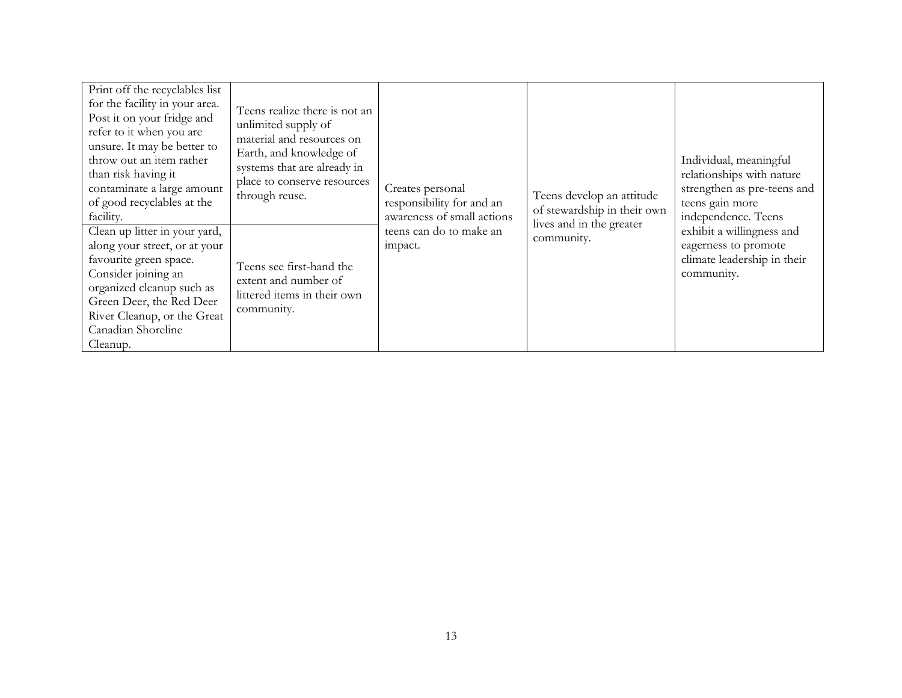| | | | | |
|---|---|---|---|---|
| Print off the recyclables list for the facility in your area. Post it on your fridge and refer to it when you are unsure. It may be better to throw out an item rather than risk having it contaminate a large amount of good recyclables at the facility. | Teens realize there is not an unlimited supply of material and resources on Earth, and knowledge of systems that are already in place to conserve resources through reuse. | Creates personal responsibility for and an awareness of small actions teens can do to make an impact. | Teens develop an attitude of stewardship in their own lives and in the greater community. | Individual, meaningful relationships with nature strengthen as pre-teens and teens gain more independence. Teens exhibit a willingness and eagerness to promote climate leadership in their community. |
| Clean up litter in your yard, along your street, or at your favourite green space. Consider joining an organized cleanup such as Green Deer, the Red Deer River Cleanup, or the Great Canadian Shoreline Cleanup. | Teens see first-hand the extent and number of littered items in their own community. | | | |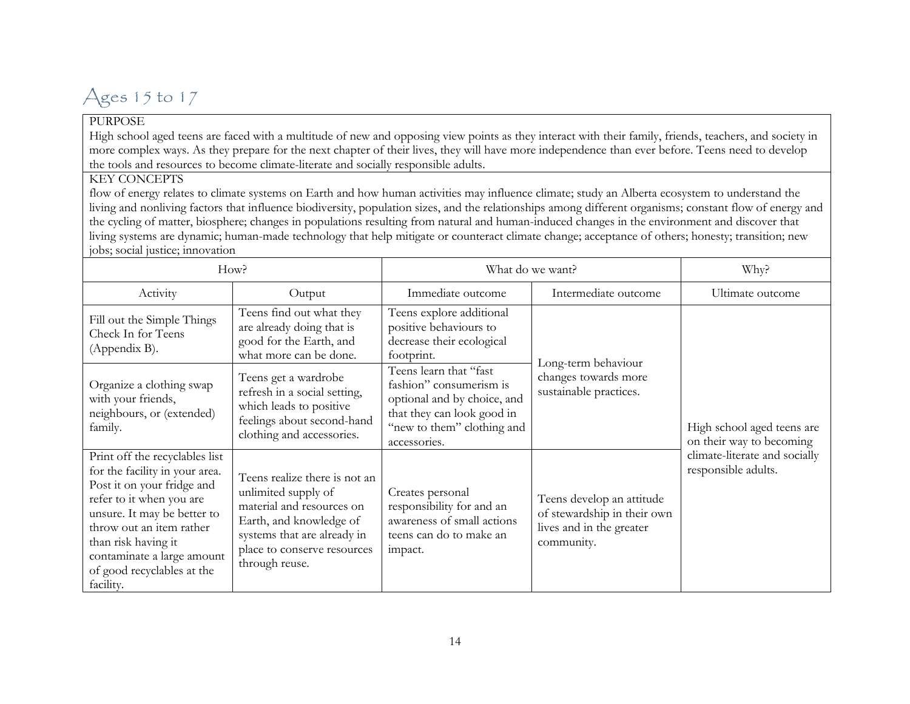## Ages 15 to 17

PURPOSE

High school aged teens are faced with a multitude of new and opposing view points as they interact with their family, friends, teachers, and society in more complex ways. As they prepare for the next chapter of their lives, they will have more independence than ever before. Teens need to develop the tools and resources to become climate-literate and socially responsible adults.

KEY CONCEPTS

flow of energy relates to climate systems on Earth and how human activities may influence climate; study an Alberta ecosystem to understand the living and nonliving factors that influence biodiversity, population sizes, and the relationships among different organisms; constant flow of energy and the cycling of matter, biosphere; changes in populations resulting from natural and human-induced changes in the environment and discover that living systems are dynamic; human-made technology that help mitigate or counteract climate change; acceptance of others; honesty; transition; new jobs; social justice; innovation

| How? | | What do we want? | | Why? |
|---|---|---|---|---|
| Activity | Output | Immediate outcome | Intermediate outcome | Ultimate outcome |
| Fill out the Simple Things Check In for Teens (Appendix B). | Teens find out what they are already doing that is good for the Earth, and what more can be done. | Teens explore additional positive behaviours to decrease their ecological footprint. | Long-term behaviour changes towards more sustainable practices. | High school aged teens are on their way to becoming climate-literate and socially responsible adults. |
| Organize a clothing swap with your friends, neighbours, or (extended) family. | Teens get a wardrobe refresh in a social setting, which leads to positive feelings about second-hand clothing and accessories. | Teens learn that "fast fashion" consumerism is optional and by choice, and that they can look good in "new to them" clothing and accessories. | | |
| Print off the recyclables list for the facility in your area. Post it on your fridge and refer to it when you are unsure. It may be better to throw out an item rather than risk having it contaminate a large amount of good recyclables at the facility. | Teens realize there is not an unlimited supply of material and resources on Earth, and knowledge of systems that are already in place to conserve resources through reuse. | Creates personal responsibility for and an awareness of small actions teens can do to make an impact. | Teens develop an attitude of stewardship in their own lives and in the greater community. | |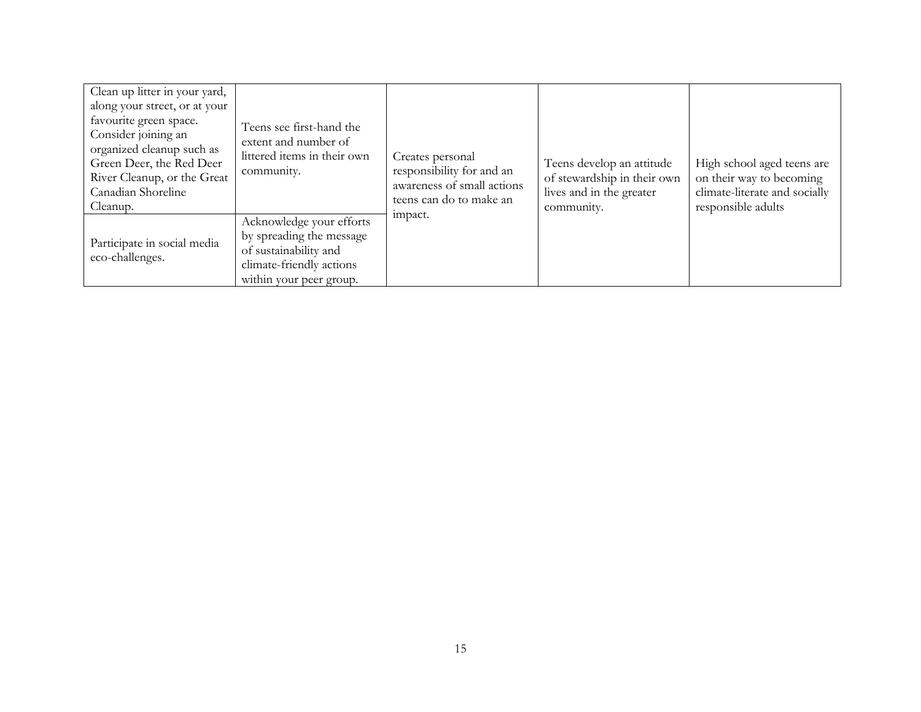| | | | | |
|---|---|---|---|---|
| Clean up litter in your yard, along your street, or at your favourite green space. Consider joining an organized cleanup such as Green Deer, the Red Deer River Cleanup, or the Great Canadian Shoreline Cleanup. | Teens see first-hand the extent and number of littered items in their own community. | Creates personal responsibility for and an awareness of small actions teens can do to make an impact. | Teens develop an attitude of stewardship in their own lives and in the greater community. | High school aged teens are on their way to becoming climate-literate and socially responsible adults |
| Participate in social media eco-challenges. | Acknowledge your efforts by spreading the message of sustainability and climate-friendly actions within your peer group. | | | |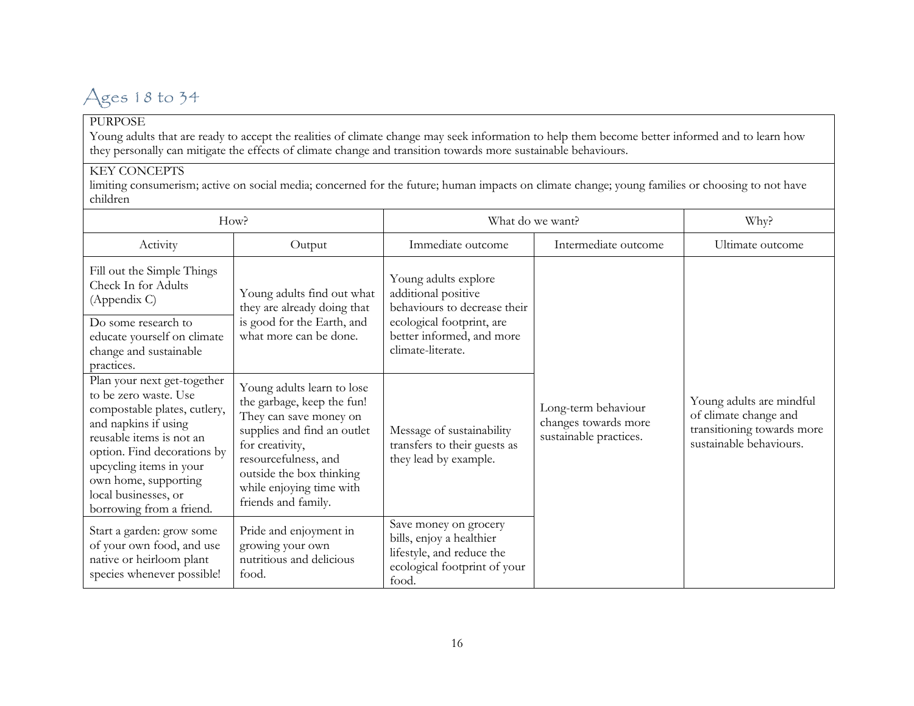## Ages 18 to 34

| PURPOSE | | | | |
|---|---|---|---|---|
| Young adults that are ready to accept the realities of climate change may seek information to help them become better informed and to learn how they personally can mitigate the effects of climate change and transition towards more sustainable behaviours. | | | | |
| **KEY CONCEPTS** | | | | |
| limiting consumerism; active on social media; concerned for the future; human impacts on climate change; young families or choosing to not have children | | | | |
| How? | | What do we want? | | Why? |
| Activity | Output | Immediate outcome | Intermediate outcome | Ultimate outcome |
| Fill out the Simple Things Check In for Adults (Appendix C) | Young adults find out what they are already doing that is good for the Earth, and what more can be done. | Young adults explore additional positive behaviours to decrease their ecological footprint, are better informed, and more climate-literate. | Long-term behaviour changes towards more sustainable practices. | Young adults are mindful of climate change and transitioning towards more sustainable behaviours. |
| Do some research to educate yourself on climate change and sustainable practices. | | | | |
| Plan your next get-together to be zero waste. Use compostable plates, cutlery, and napkins if using reusable items is not an option. Find decorations by upcycling items in your own home, supporting local businesses, or borrowing from a friend. | Young adults learn to lose the garbage, keep the fun! They can save money on supplies and find an outlet for creativity, resourcefulness, and outside the box thinking while enjoying time with friends and family. | Message of sustainability transfers to their guests as they lead by example. | | |
| Start a garden: grow some of your own food, and use native or heirloom plant species whenever possible! | Pride and enjoyment in growing your own nutritious and delicious food. | Save money on grocery bills, enjoy a healthier lifestyle, and reduce the ecological footprint of your food. | | |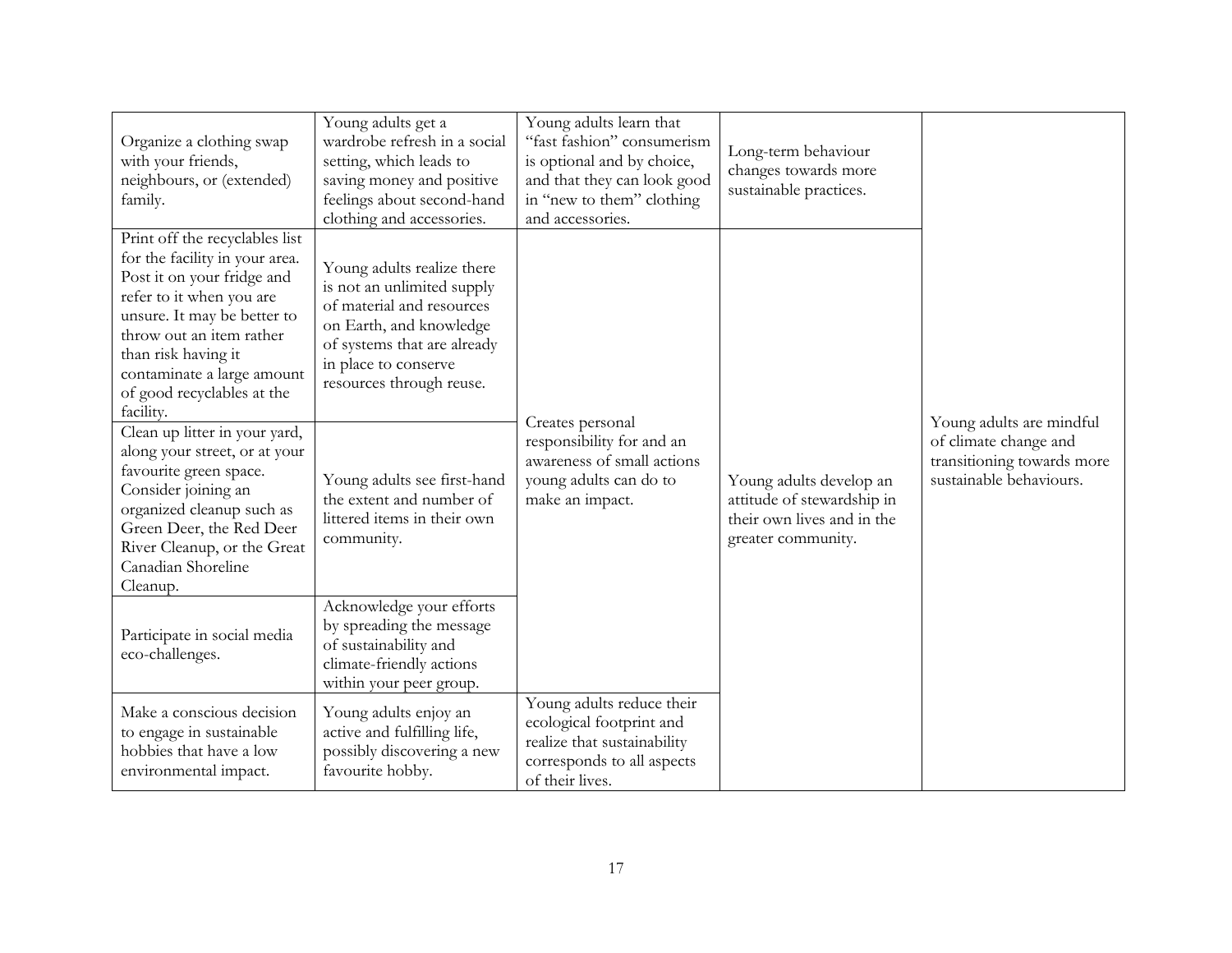| | | | | |
|---|---|---|---|---|
| Organize a clothing swap with your friends, neighbours, or (extended) family. | Young adults get a wardrobe refresh in a social setting, which leads to saving money and positive feelings about second-hand clothing and accessories. | Young adults learn that “fast fashion” consumerism is optional and by choice, and that they can look good in “new to them” clothing and accessories. | Long-term behaviour changes towards more sustainable practices. | Young adults are mindful of climate change and transitioning towards more sustainable behaviours. |
| Print off the recyclables list for the facility in your area. Post it on your fridge and refer to it when you are unsure. It may be better to throw out an item rather than risk having it contaminate a large amount of good recyclables at the facility. | Young adults realize there is not an unlimited supply of material and resources on Earth, and knowledge of systems that are already in place to conserve resources through reuse. | Creates personal responsibility for and an awareness of small actions young adults can do to make an impact. | Young adults develop an attitude of stewardship in their own lives and in the greater community. | |
| Clean up litter in your yard, along your street, or at your favourite green space. Consider joining an organized cleanup such as Green Deer, the Red Deer River Cleanup, or the Great Canadian Shoreline Cleanup. | Young adults see first-hand the extent and number of littered items in their own community. | | | |
| Participate in social media eco-challenges. | Acknowledge your efforts by spreading the message of sustainability and climate-friendly actions within your peer group. | | | |
| Make a conscious decision to engage in sustainable hobbies that have a low environmental impact. | Young adults enjoy an active and fulfilling life, possibly discovering a new favourite hobby. | Young adults reduce their ecological footprint and realize that sustainability corresponds to all aspects of their lives. | | |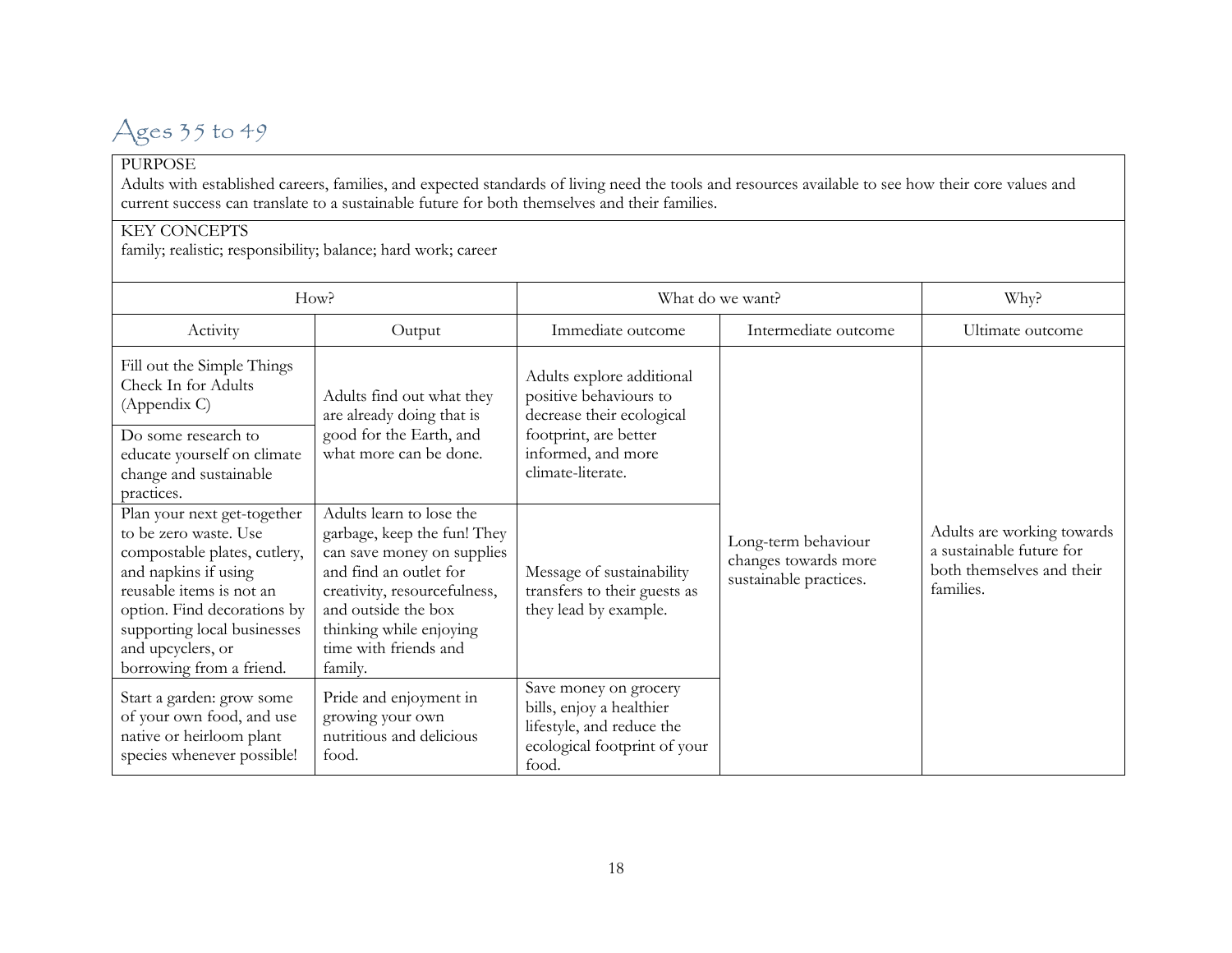## Ages 35 to 49

| PURPOSE<br>Adults with established careers, families, and expected standards of living need the tools and resources available to see how their core values and current success can translate to a sustainable future for both themselves and their families. | | | | |
|---|---|---|---|---|
| **KEY CONCEPTS**<br>family; realistic; responsibility; balance; hard work; career | | | | |
| How? | | What do we want? | | Why? |
| Activity | Output | Immediate outcome | Intermediate outcome | Ultimate outcome |
| Fill out the Simple Things Check In for Adults (Appendix C) | Adults find out what they are already doing that is good for the Earth, and what more can be done. | Adults explore additional positive behaviours to decrease their ecological footprint, are better informed, and more climate-literate. | Long-term behaviour changes towards more sustainable practices. | Adults are working towards a sustainable future for both themselves and their families. |
| Do some research to educate yourself on climate change and sustainable practices. | | | | |
| Plan your next get-together to be zero waste. Use compostable plates, cutlery, and napkins if using reusable items is not an option. Find decorations by supporting local businesses and upcyclers, or borrowing from a friend. | Adults learn to lose the garbage, keep the fun! They can save money on supplies and find an outlet for creativity, resourcefulness, and outside the box thinking while enjoying time with friends and family. | Message of sustainability transfers to their guests as they lead by example. | | |
| Start a garden: grow some of your own food, and use native or heirloom plant species whenever possible! | Pride and enjoyment in growing your own nutritious and delicious food. | Save money on grocery bills, enjoy a healthier lifestyle, and reduce the ecological footprint of your food. | | |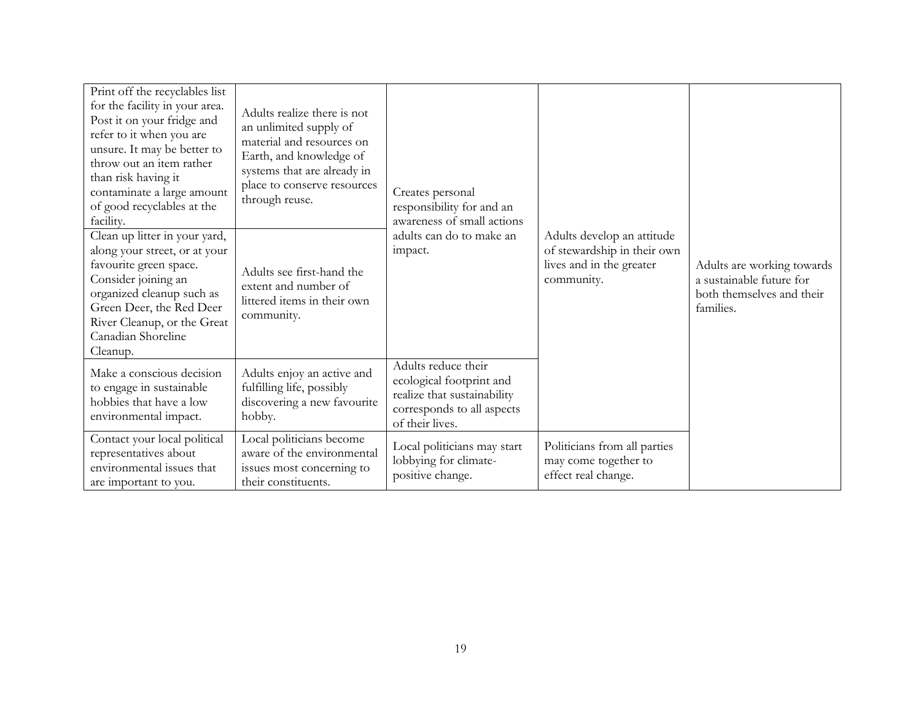| | | | | |
|---|---|---|---|---|
| Print off the recyclables list for the facility in your area. Post it on your fridge and refer to it when you are unsure. It may be better to throw out an item rather than risk having it contaminate a large amount of good recyclables at the facility. | Adults realize there is not an unlimited supply of material and resources on Earth, and knowledge of systems that are already in place to conserve resources through reuse. | Creates personal responsibility for and an awareness of small actions adults can do to make an impact. | Adults develop an attitude of stewardship in their own lives and in the greater community. | Adults are working towards a sustainable future for both themselves and their families. |
| Clean up litter in your yard, along your street, or at your favourite green space. Consider joining an organized cleanup such as Green Deer, the Red Deer River Cleanup, or the Great Canadian Shoreline Cleanup. | Adults see first-hand the extent and number of littered items in their own community. | | | |
| Make a conscious decision to engage in sustainable hobbies that have a low environmental impact. | Adults enjoy an active and fulfilling life, possibly discovering a new favourite hobby. | Adults reduce their ecological footprint and realize that sustainability corresponds to all aspects of their lives. | | |
| Contact your local political representatives about environmental issues that are important to you. | Local politicians become aware of the environmental issues most concerning to their constituents. | Local politicians may start lobbying for climate-positive change. | Politicians from all parties may come together to effect real change. | |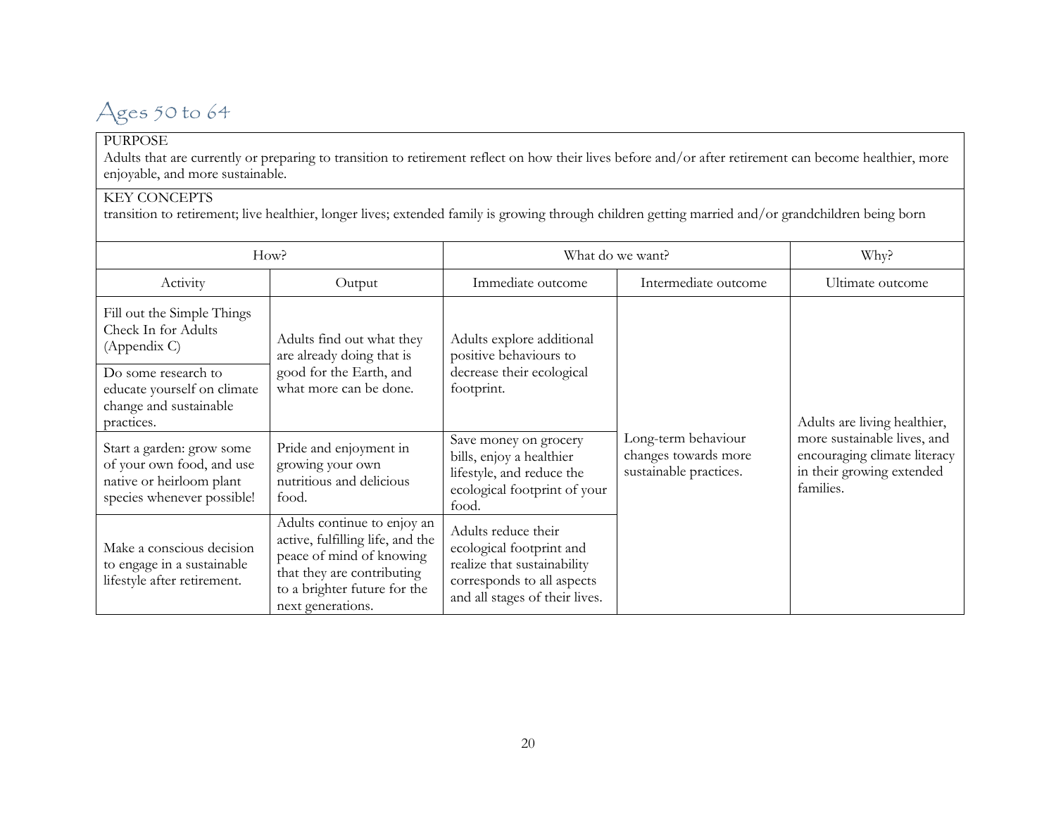## Ages 50 to 64

| PURPOSE |
| --- |
| Adults that are currently or preparing to transition to retirement reflect on how their lives before and/or after retirement can become healthier, more enjoyable, and more sustainable. |
| KEY CONCEPTS |
| transition to retirement; live healthier, longer lives; extended family is growing through children getting married and/or grandchildren being born |

| How? | | What do we want? | | Why? |
| --- | --- | --- | --- | --- |
| Activity | Output | Immediate outcome | Intermediate outcome | Ultimate outcome |
| Fill out the Simple Things Check In for Adults (Appendix C) | Adults find out what they are already doing that is good for the Earth, and what more can be done. | Adults explore additional positive behaviours to decrease their ecological footprint. | Long-term behaviour changes towards more sustainable practices. | Adults are living healthier, more sustainable lives, and encouraging climate literacy in their growing extended families. |
| Do some research to educate yourself on climate change and sustainable practices. | | | | |
| Start a garden: grow some of your own food, and use native or heirloom plant species whenever possible! | Pride and enjoyment in growing your own nutritious and delicious food. | Save money on grocery bills, enjoy a healthier lifestyle, and reduce the ecological footprint of your food. | | |
| Make a conscious decision to engage in a sustainable lifestyle after retirement. | Adults continue to enjoy an active, fulfilling life, and the peace of mind of knowing that they are contributing to a brighter future for the next generations. | Adults reduce their ecological footprint and realize that sustainability corresponds to all aspects and all stages of their lives. | | |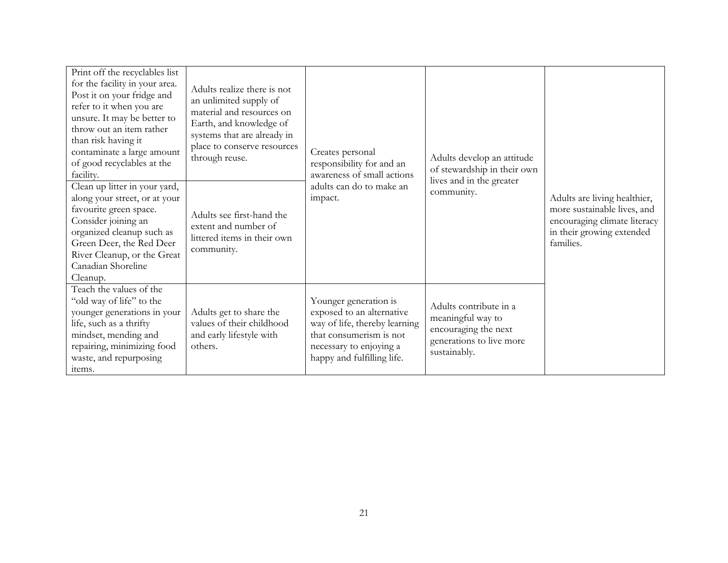| | | | | |
|---|---|---|---|---|
| Print off the recyclables list for the facility in your area. Post it on your fridge and refer to it when you are unsure. It may be better to throw out an item rather than risk having it contaminate a large amount of good recyclables at the facility. | Adults realize there is not an unlimited supply of material and resources on Earth, and knowledge of systems that are already in place to conserve resources through reuse. | Creates personal responsibility for and an awareness of small actions adults can do to make an impact. | Adults develop an attitude of stewardship in their own lives and in the greater community. | Adults are living healthier, more sustainable lives, and encouraging climate literacy in their growing extended families. |
| Clean up litter in your yard, along your street, or at your favourite green space. Consider joining an organized cleanup such as Green Deer, the Red Deer River Cleanup, or the Great Canadian Shoreline Cleanup. | Adults see first-hand the extent and number of littered items in their own community. | | | |
| Teach the values of the "old way of life" to the younger generations in your life, such as a thrifty mindset, mending and repairing, minimizing food waste, and repurposing items. | Adults get to share the values of their childhood and early lifestyle with others. | Younger generation is exposed to an alternative way of life, thereby learning that consumerism is not necessary to enjoying a happy and fulfilling life. | Adults contribute in a meaningful way to encouraging the next generations to live more sustainably. | |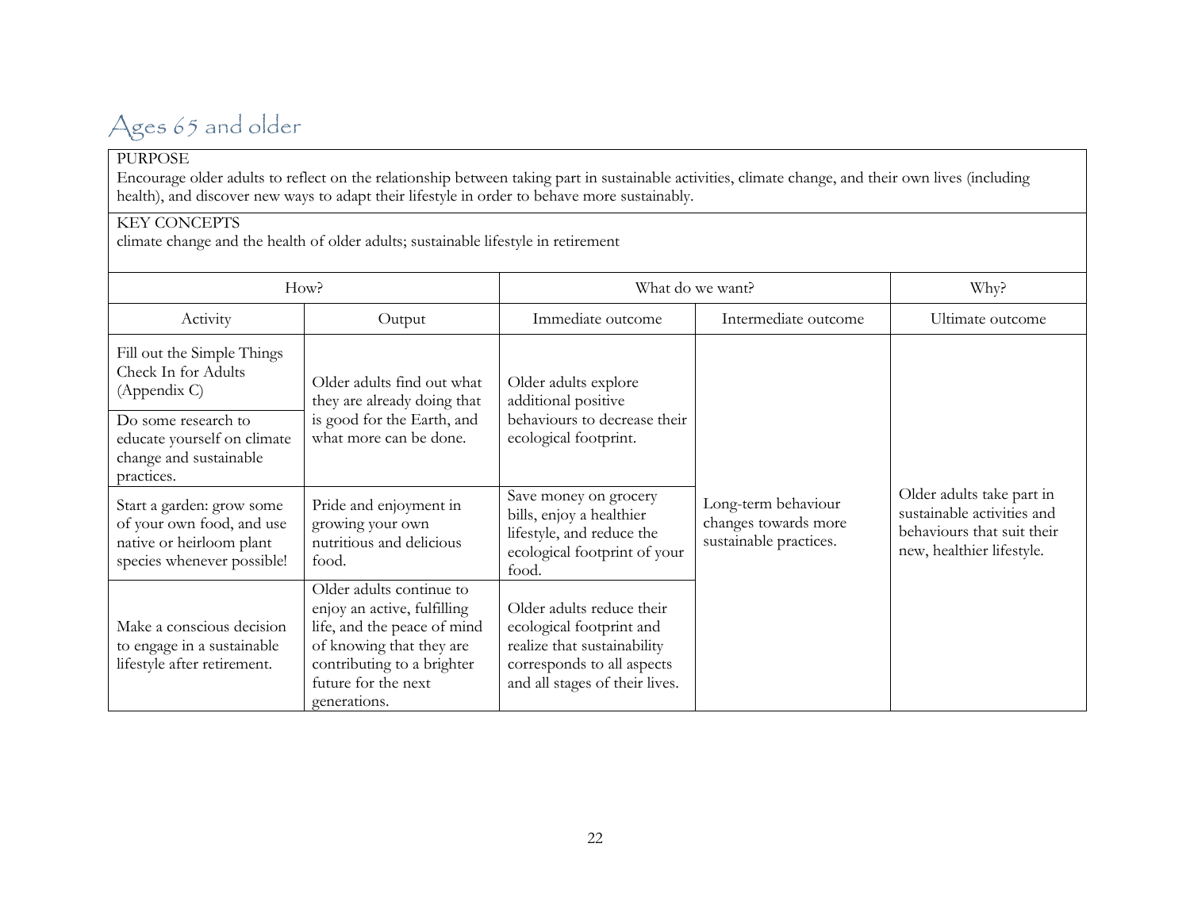## Ages 65 and older

PURPOSE
Encourage older adults to reflect on the relationship between taking part in sustainable activities, climate change, and their own lives (including health), and discover new ways to adapt their lifestyle in order to behave more sustainably.

KEY CONCEPTS
climate change and the health of older adults; sustainable lifestyle in retirement

| How? | | What do we want? | | Why? |
|---|---|---|---|---|
| Activity | Output | Immediate outcome | Intermediate outcome | Ultimate outcome |
| Fill out the Simple Things Check In for Adults (Appendix C) | Older adults find out what they are already doing that is good for the Earth, and what more can be done. | Older adults explore additional positive behaviours to decrease their ecological footprint. | Long-term behaviour changes towards more sustainable practices. | Older adults take part in sustainable activities and behaviours that suit their new, healthier lifestyle. |
| Do some research to educate yourself on climate change and sustainable practices. | | | | |
| Start a garden: grow some of your own food, and use native or heirloom plant species whenever possible! | Pride and enjoyment in growing your own nutritious and delicious food. | Save money on grocery bills, enjoy a healthier lifestyle, and reduce the ecological footprint of your food. | | |
| Make a conscious decision to engage in a sustainable lifestyle after retirement. | Older adults continue to enjoy an active, fulfilling life, and the peace of mind of knowing that they are contributing to a brighter future for the next generations. | Older adults reduce their ecological footprint and realize that sustainability corresponds to all aspects and all stages of their lives. | | |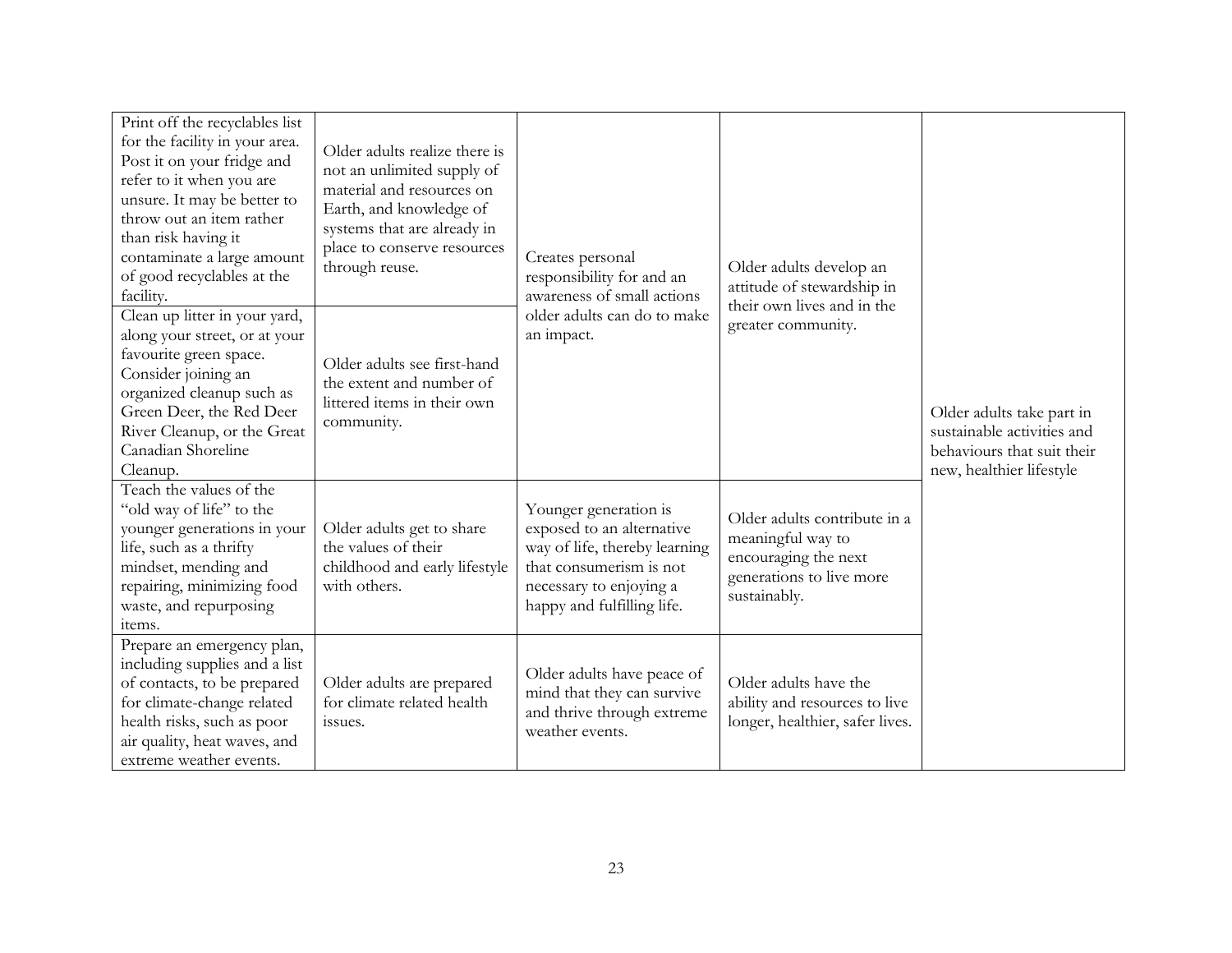| | | | | |
|---|---|---|---|---|
| Print off the recyclables list for the facility in your area. Post it on your fridge and refer to it when you are unsure. It may be better to throw out an item rather than risk having it contaminate a large amount of good recyclables at the facility. | Older adults realize there is not an unlimited supply of material and resources on Earth, and knowledge of systems that are already in place to conserve resources through reuse. | Creates personal responsibility for and an awareness of small actions older adults can do to make an impact. | Older adults develop an attitude of stewardship in their own lives and in the greater community. | Older adults take part in sustainable activities and behaviours that suit their new, healthier lifestyle |
| Clean up litter in your yard, along your street, or at your favourite green space. Consider joining an organized cleanup such as Green Deer, the Red Deer River Cleanup, or the Great Canadian Shoreline Cleanup. | Older adults see first-hand the extent and number of littered items in their own community. | | | |
| Teach the values of the "old way of life" to the younger generations in your life, such as a thrifty mindset, mending and repairing, minimizing food waste, and repurposing items. | Older adults get to share the values of their childhood and early lifestyle with others. | Younger generation is exposed to an alternative way of life, thereby learning that consumerism is not necessary to enjoying a happy and fulfilling life. | Older adults contribute in a meaningful way to encouraging the next generations to live more sustainably. | |
| Prepare an emergency plan, including supplies and a list of contacts, to be prepared for climate-change related health risks, such as poor air quality, heat waves, and extreme weather events. | Older adults are prepared for climate related health issues. | Older adults have peace of mind that they can survive and thrive through extreme weather events. | Older adults have the ability and resources to live longer, healthier, safer lives. | |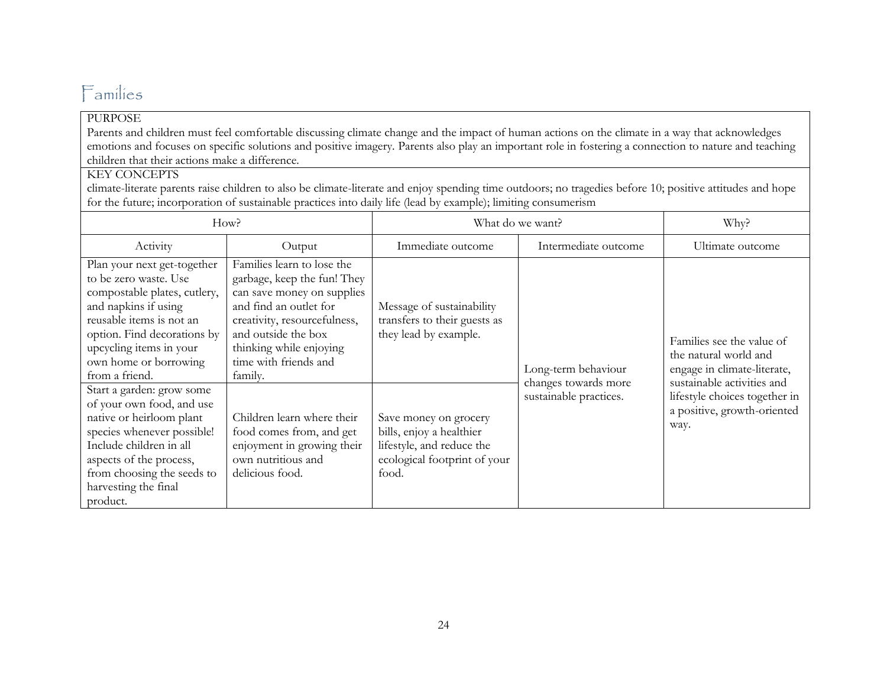## Families

| PURPOSE |
| --- |
| Parents and children must feel comfortable discussing climate change and the impact of human actions on the climate in a way that acknowledges emotions and focuses on specific solutions and positive imagery. Parents also play an important role in fostering a connection to nature and teaching children that their actions make a difference. |
| KEY CONCEPTS |
| climate-literate parents raise children to also be climate-literate and enjoy spending time outdoors; no tragedies before 10; positive attitudes and hope for the future; incorporation of sustainable practices into daily life (lead by example); limiting consumerism |

| How? | | What do we want? | | Why? |
| --- | --- | --- | --- | --- |
| Activity | Output | Immediate outcome | Intermediate outcome | Ultimate outcome |
| Plan your next get-together to be zero waste. Use compostable plates, cutlery, and napkins if using reusable items is not an option. Find decorations by upcycling items in your own home or borrowing from a friend. | Families learn to lose the garbage, keep the fun! They can save money on supplies and find an outlet for creativity, resourcefulness, and outside the box thinking while enjoying time with friends and family. | Message of sustainability transfers to their guests as they lead by example. | Long-term behaviour changes towards more sustainable practices. | Families see the value of the natural world and engage in climate-literate, sustainable activities and lifestyle choices together in a positive, growth-oriented way. |
| Start a garden: grow some of your own food, and use native or heirloom plant species whenever possible! Include children in all aspects of the process, from choosing the seeds to harvesting the final product. | Children learn where their food comes from, and get enjoyment in growing their own nutritious and delicious food. | Save money on grocery bills, enjoy a healthier lifestyle, and reduce the ecological footprint of your food. | | |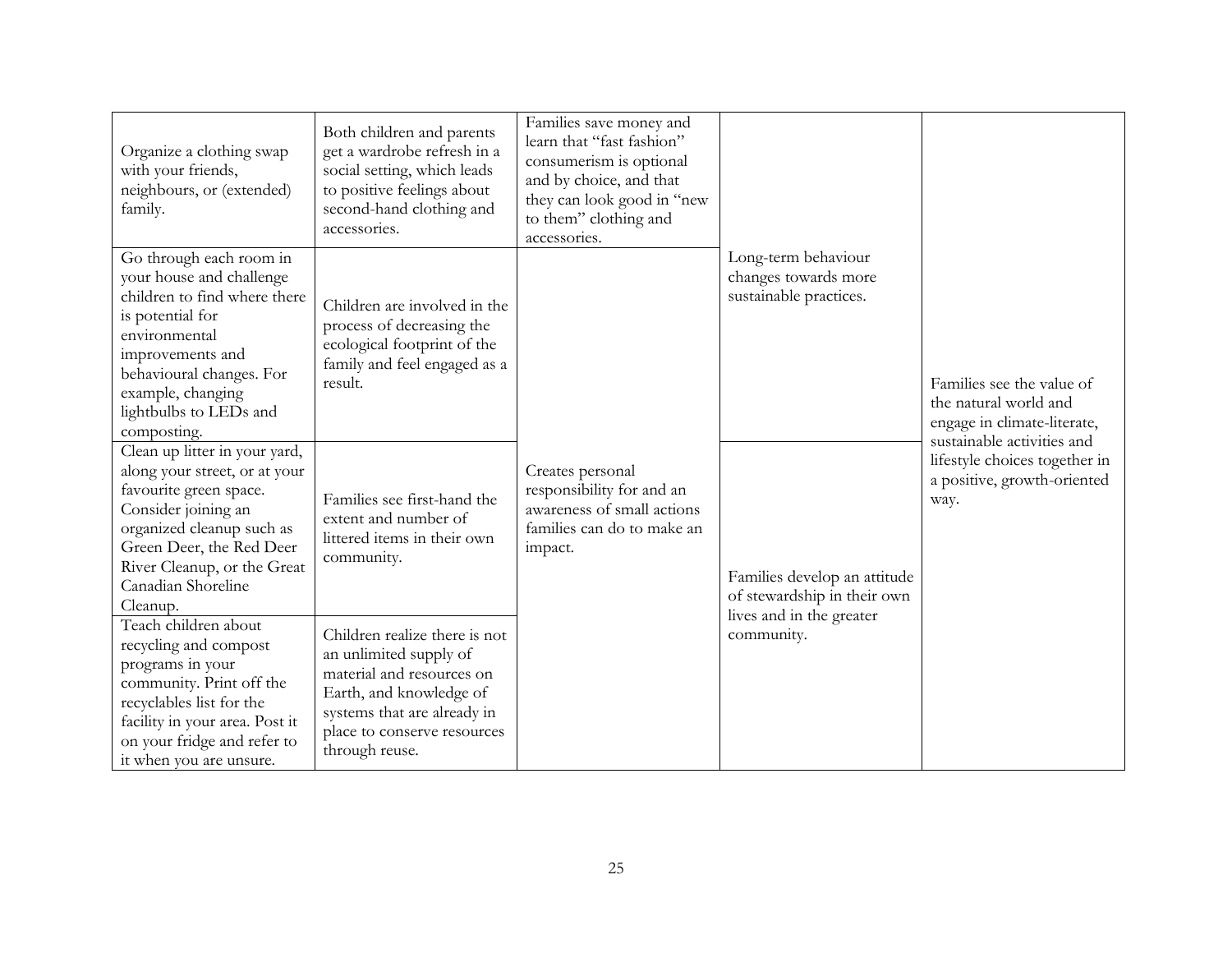| | | | | |
|---|---|---|---|---|
| Organize a clothing swap with your friends, neighbours, or (extended) family. | Both children and parents get a wardrobe refresh in a social setting, which leads to positive feelings about second-hand clothing and accessories. | Families save money and learn that "fast fashion" consumerism is optional and by choice, and that they can look good in "new to them" clothing and accessories. | Long-term behaviour changes towards more sustainable practices. | Families see the value of the natural world and engage in climate-literate, sustainable activities and lifestyle choices together in a positive, growth-oriented way. |
| Go through each room in your house and challenge children to find where there is potential for environmental improvements and behavioural changes. For example, changing lightbulbs to LEDs and composting. | Children are involved in the process of decreasing the ecological footprint of the family and feel engaged as a result. | Creates personal responsibility for and an awareness of small actions families can do to make an impact. | | |
| Clean up litter in your yard, along your street, or at your favourite green space. Consider joining an organized cleanup such as Green Deer, the Red Deer River Cleanup, or the Great Canadian Shoreline Cleanup. | Families see first-hand the extent and number of littered items in their own community. | | Families develop an attitude of stewardship in their own lives and in the greater community. | |
| Teach children about recycling and compost programs in your community. Print off the recyclables list for the facility in your area. Post it on your fridge and refer to it when you are unsure. | Children realize there is not an unlimited supply of material and resources on Earth, and knowledge of systems that are already in place to conserve resources through reuse. | | | |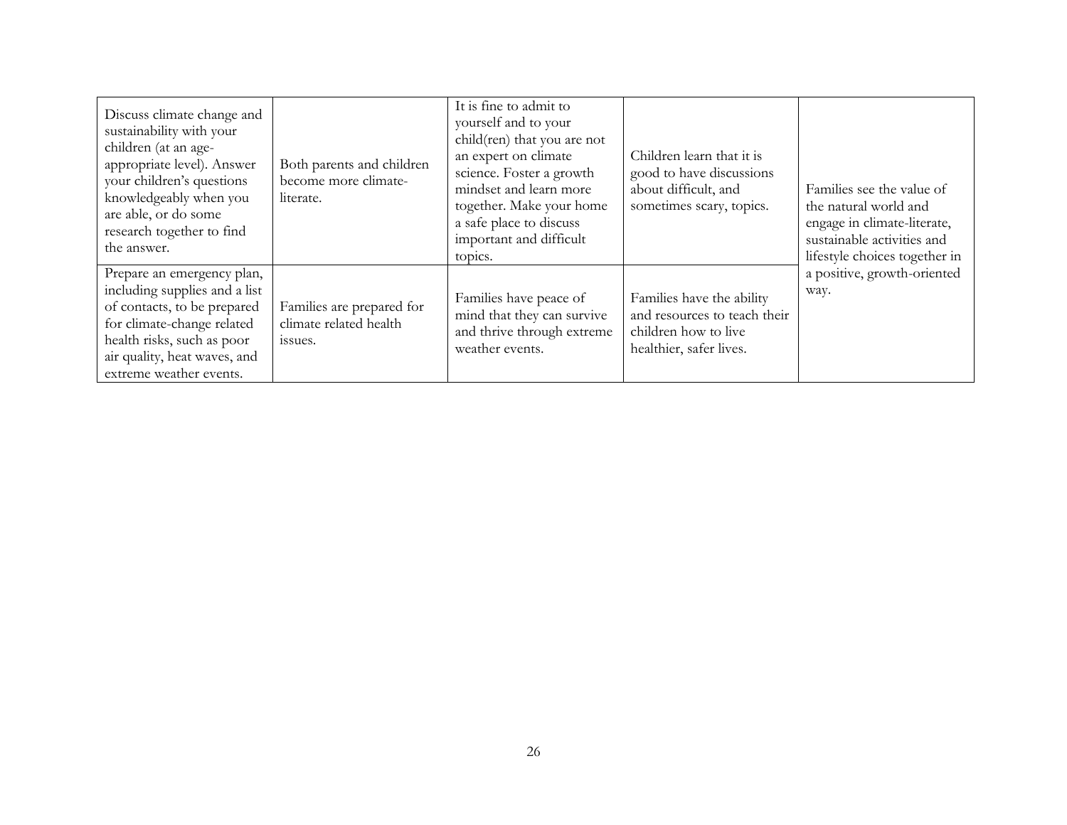| | | | | |
|---|---|---|---|---|
| Discuss climate change and sustainability with your children (at an age-appropriate level). Answer your children's questions knowledgeably when you are able, or do some research together to find the answer. | Both parents and children become more climate-literate. | It is fine to admit to yourself and to your child(ren) that you are not an expert on climate science. Foster a growth mindset and learn more together. Make your home a safe place to discuss important and difficult topics. | Children learn that it is good to have discussions about difficult, and sometimes scary, topics. | Families see the value of the natural world and engage in climate-literate, sustainable activities and lifestyle choices together in a positive, growth-oriented way. |
| Prepare an emergency plan, including supplies and a list of contacts, to be prepared for climate-change related health risks, such as poor air quality, heat waves, and extreme weather events. | Families are prepared for climate related health issues. | Families have peace of mind that they can survive and thrive through extreme weather events. | Families have the ability and resources to teach their children how to live healthier, safer lives. | |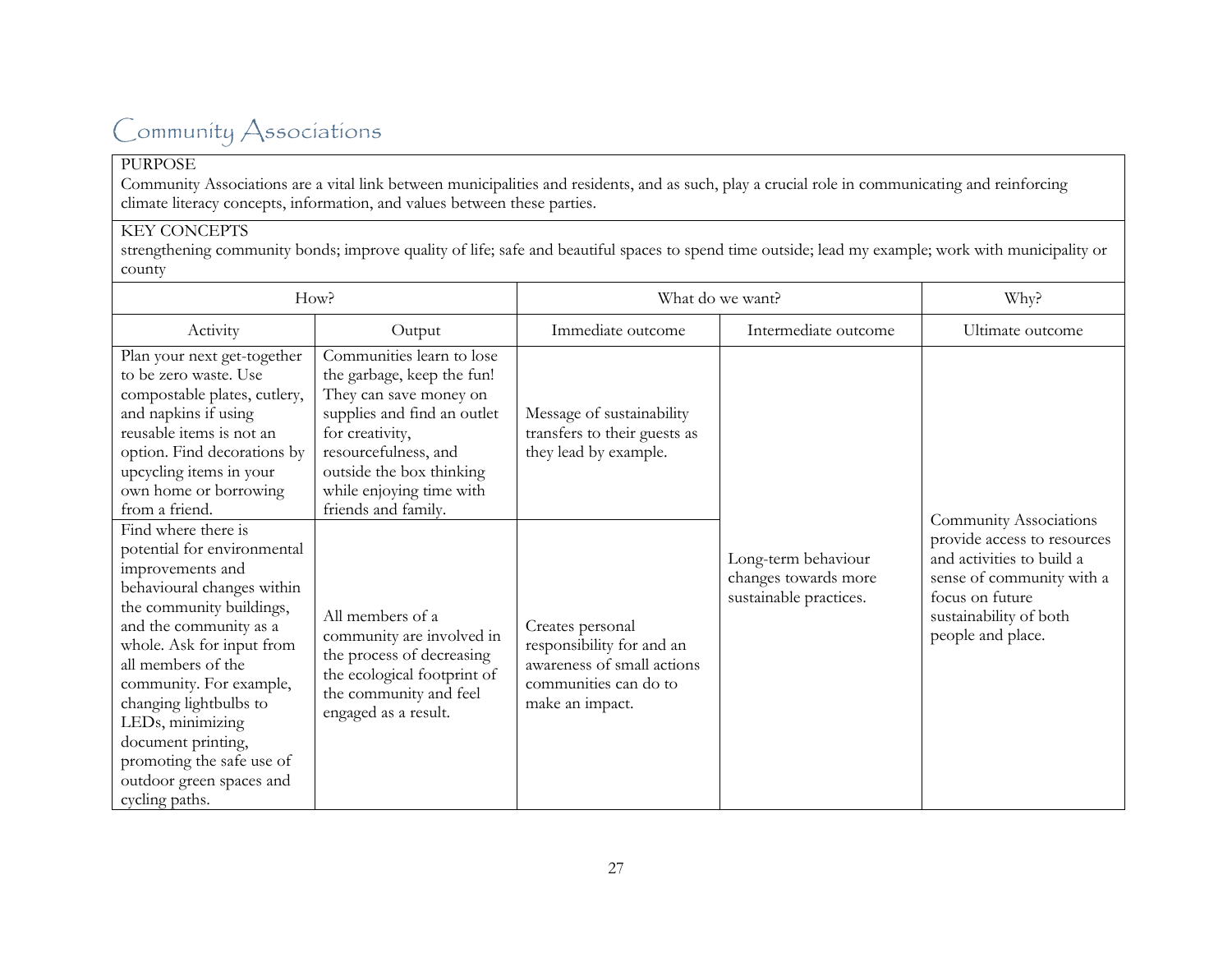# Community Associations

PURPOSE
Community Associations are a vital link between municipalities and residents, and as such, play a crucial role in communicating and reinforcing climate literacy concepts, information, and values between these parties.

KEY CONCEPTS
strengthening community bonds; improve quality of life; safe and beautiful spaces to spend time outside; lead my example; work with municipality or county

| How? | | What do we want? | | Why? |
|---|---|---|---|---|
| Activity | Output | Immediate outcome | Intermediate outcome | Ultimate outcome |
| Plan your next get-together to be zero waste. Use compostable plates, cutlery, and napkins if using reusable items is not an option. Find decorations by upcycling items in your own home or borrowing from a friend. | Communities learn to lose the garbage, keep the fun! They can save money on supplies and find an outlet for creativity, resourcefulness, and outside the box thinking while enjoying time with friends and family. | Message of sustainability transfers to their guests as they lead by example. | Long-term behaviour changes towards more sustainable practices. | Community Associations provide access to resources and activities to build a sense of community with a focus on future sustainability of both people and place. |
| Find where there is potential for environmental improvements and behavioural changes within the community buildings, and the community as a whole. Ask for input from all members of the community. For example, changing lightbulbs to LEDs, minimizing document printing, promoting the safe use of outdoor green spaces and cycling paths. | All members of a community are involved in the process of decreasing the ecological footprint of the community and feel engaged as a result. | Creates personal responsibility for and an awareness of small actions communities can do to make an impact. | | |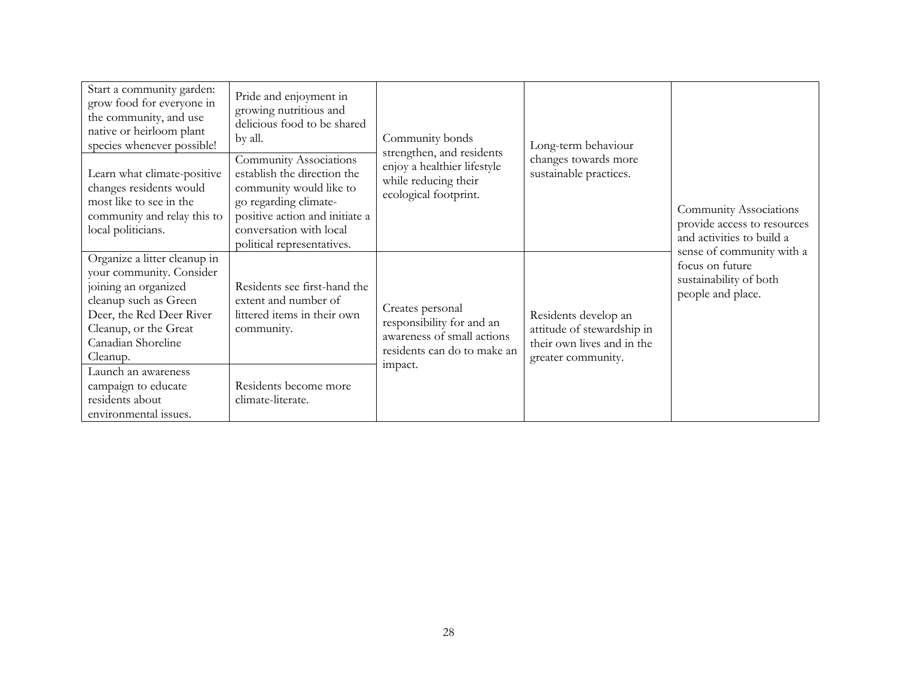| | | | | |
|---|---|---|---|---|
| Start a community garden: grow food for everyone in the community, and use native or heirloom plant species whenever possible! | Pride and enjoyment in growing nutritious and delicious food to be shared by all. | Community bonds strengthen, and residents enjoy a healthier lifestyle while reducing their ecological footprint. | Long-term behaviour changes towards more sustainable practices. | Community Associations provide access to resources and activities to build a sense of community with a focus on future sustainability of both people and place. |
| Learn what climate-positive changes residents would most like to see in the community and relay this to local politicians. | Community Associations establish the direction the community would like to go regarding climate-positive action and initiate a conversation with local political representatives. | | | |
| Organize a litter cleanup in your community. Consider joining an organized cleanup such as Green Deer, the Red Deer River Cleanup, or the Great Canadian Shoreline Cleanup. | Residents see first-hand the extent and number of littered items in their own community. | Creates personal responsibility for and an awareness of small actions residents can do to make an impact. | Residents develop an attitude of stewardship in their own lives and in the greater community. | |
| Launch an awareness campaign to educate residents about environmental issues. | Residents become more climate-literate. | | | |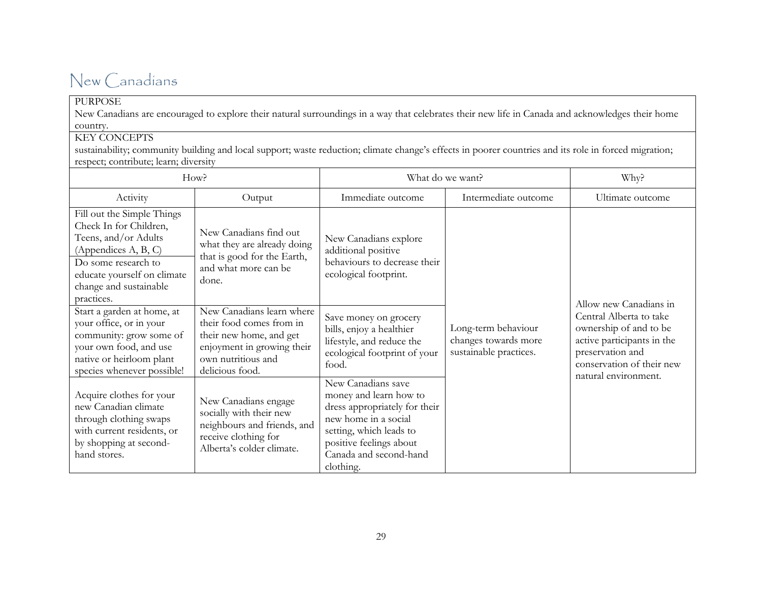# New Canadians

| PURPOSE<br>New Canadians are encouraged to explore their natural surroundings in a way that celebrates their new life in Canada and acknowledges their home country. | | | | |
|---|---|---|---|---|
| KEY CONCEPTS<br>sustainability; community building and local support; waste reduction; climate change's effects in poorer countries and its role in forced migration; respect; contribute; learn; diversity | | | | |
| How? | | What do we want? | | Why? |
| Activity | Output | Immediate outcome | Intermediate outcome | Ultimate outcome |
| Fill out the Simple Things Check In for Children, Teens, and/or Adults (Appendices A, B, C)<br>Do some research to educate yourself on climate change and sustainable practices. | New Canadians find out what they are already doing that is good for the Earth, and what more can be done. | New Canadians explore additional positive behaviours to decrease their ecological footprint. | Long-term behaviour changes towards more sustainable practices. | Allow new Canadians in Central Alberta to take ownership of and to be active participants in the preservation and conservation of their new natural environment. |
| Start a garden at home, at your office, or in your community: grow some of your own food, and use native or heirloom plant species whenever possible! | New Canadians learn where their food comes from in their new home, and get enjoyment in growing their own nutritious and delicious food. | Save money on grocery bills, enjoy a healthier lifestyle, and reduce the ecological footprint of your food. | | |
| Acquire clothes for your new Canadian climate through clothing swaps with current residents, or by shopping at second-hand stores. | New Canadians engage socially with their new neighbours and friends, and receive clothing for Alberta's colder climate. | New Canadians save money and learn how to dress appropriately for their new home in a social setting, which leads to positive feelings about Canada and second-hand clothing. | | |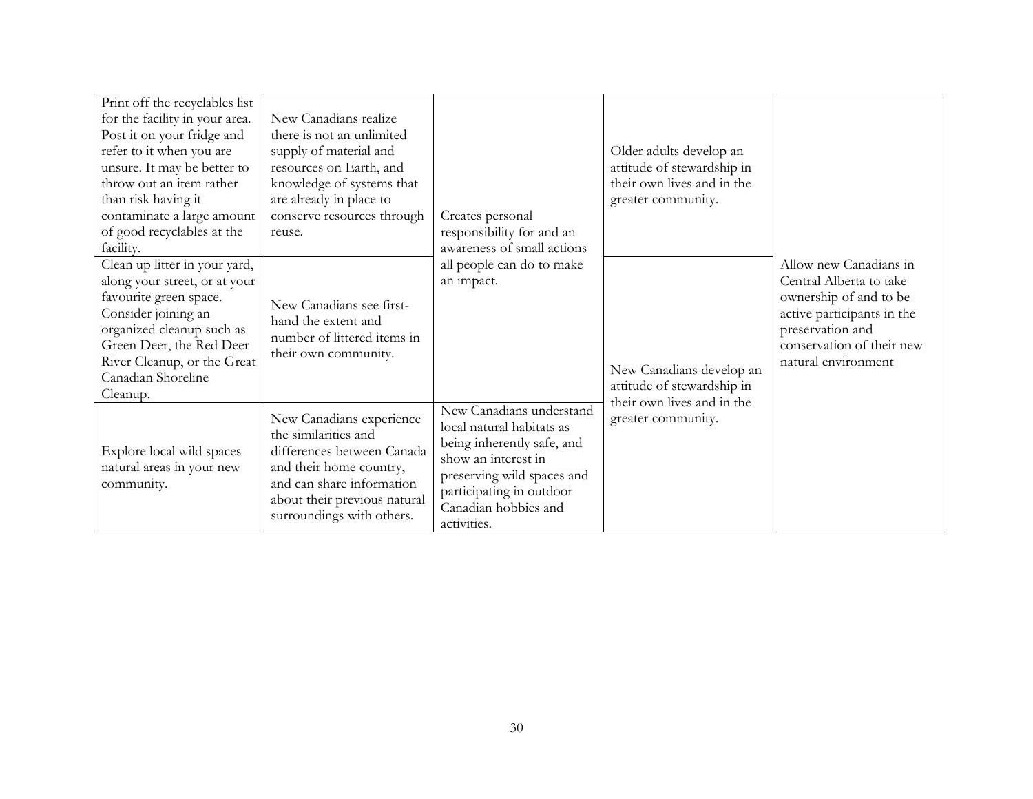| | | | | |
|---|---|---|---|---|
| Print off the recyclables list for the facility in your area. Post it on your fridge and refer to it when you are unsure. It may be better to throw out an item rather than risk having it contaminate a large amount of good recyclables at the facility. | New Canadians realize there is not an unlimited supply of material and resources on Earth, and knowledge of systems that are already in place to conserve resources through reuse. | Creates personal responsibility for and an awareness of small actions all people can do to make an impact. | Older adults develop an attitude of stewardship in their own lives and in the greater community. | Allow new Canadians in Central Alberta to take ownership of and to be active participants in the preservation and conservation of their new natural environment |
| Clean up litter in your yard, along your street, or at your favourite green space. Consider joining an organized cleanup such as Green Deer, the Red Deer River Cleanup, or the Great Canadian Shoreline Cleanup. | New Canadians see first-hand the extent and number of littered items in their own community. | | New Canadians develop an attitude of stewardship in their own lives and in the greater community. | |
| Explore local wild spaces natural areas in your new community. | New Canadians experience the similarities and differences between Canada and their home country, and can share information about their previous natural surroundings with others. | New Canadians understand local natural habitats as being inherently safe, and show an interest in preserving wild spaces and participating in outdoor Canadian hobbies and activities. | | |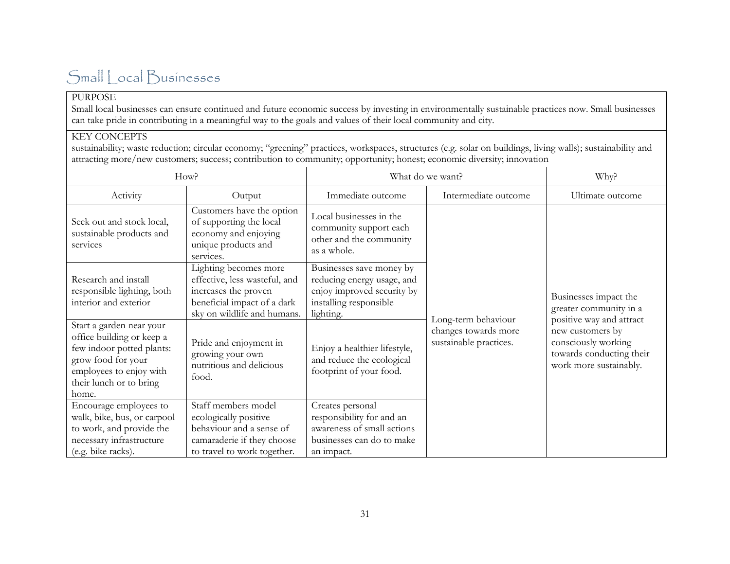# Small Local Businesses

PURPOSE

Small local businesses can ensure continued and future economic success by investing in environmentally sustainable practices now. Small businesses can take pride in contributing in a meaningful way to the goals and values of their local community and city.

KEY CONCEPTS

sustainability; waste reduction; circular economy; "greening" practices, workspaces, structures (e.g. solar on buildings, living walls); sustainability and attracting more/new customers; success; contribution to community; opportunity; honest; economic diversity; innovation

| How? | | What do we want? | | Why? |
|---|---|---|---|---|
| Activity | Output | Immediate outcome | Intermediate outcome | Ultimate outcome |
| Seek out and stock local, sustainable products and services | Customers have the option of supporting the local economy and enjoying unique products and services. | Local businesses in the community support each other and the community as a whole. | Long-term behaviour changes towards more sustainable practices. | Businesses impact the greater community in a positive way and attract new customers by consciously working towards conducting their work more sustainably. |
| Research and install responsible lighting, both interior and exterior | Lighting becomes more effective, less wasteful, and increases the proven beneficial impact of a dark sky on wildlife and humans. | Businesses save money by reducing energy usage, and enjoy improved security by installing responsible lighting. | | |
| Start a garden near your office building or keep a few indoor potted plants: grow food for your employees to enjoy with their lunch or to bring home. | Pride and enjoyment in growing your own nutritious and delicious food. | Enjoy a healthier lifestyle, and reduce the ecological footprint of your food. | | |
| Encourage employees to walk, bike, bus, or carpool to work, and provide the necessary infrastructure (e.g. bike racks). | Staff members model ecologically positive behaviour and a sense of camaraderie if they choose to travel to work together. | Creates personal responsibility for and an awareness of small actions businesses can do to make an impact. | | |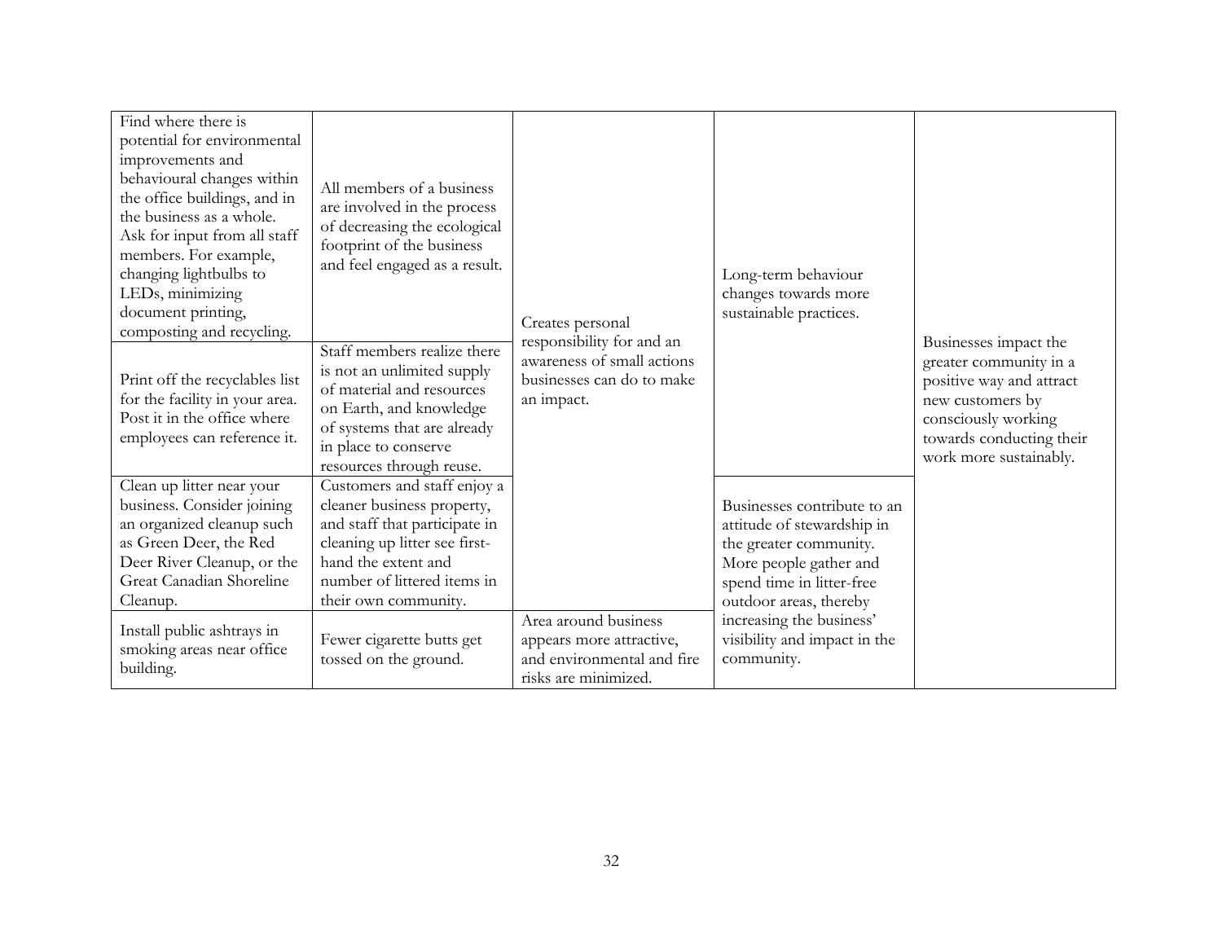| | | | | |
|---|---|---|---|---|
| Find where there is potential for environmental improvements and behavioural changes within the office buildings, and in the business as a whole. Ask for input from all staff members. For example, changing lightbulbs to LEDs, minimizing document printing, composting and recycling. | All members of a business are involved in the process of decreasing the ecological footprint of the business and feel engaged as a result. | Creates personal responsibility for and an awareness of small actions businesses can do to make an impact. | Long-term behaviour changes towards more sustainable practices. | Businesses impact the greater community in a positive way and attract new customers by consciously working towards conducting their work more sustainably. |
| Print off the recyclables list for the facility in your area. Post it in the office where employees can reference it. | Staff members realize there is not an unlimited supply of material and resources on Earth, and knowledge of systems that are already in place to conserve resources through reuse. | | | |
| Clean up litter near your business. Consider joining an organized cleanup such as Green Deer, the Red Deer River Cleanup, or the Great Canadian Shoreline Cleanup. | Customers and staff enjoy a cleaner business property, and staff that participate in cleaning up litter see first-hand the extent and number of littered items in their own community. | | Businesses contribute to an attitude of stewardship in the greater community. More people gather and spend time in litter-free outdoor areas, thereby increasing the business' visibility and impact in the community. | |
| Install public ashtrays in smoking areas near office building. | Fewer cigarette butts get tossed on the ground. | Area around business appears more attractive, and environmental and fire risks are minimized. | | |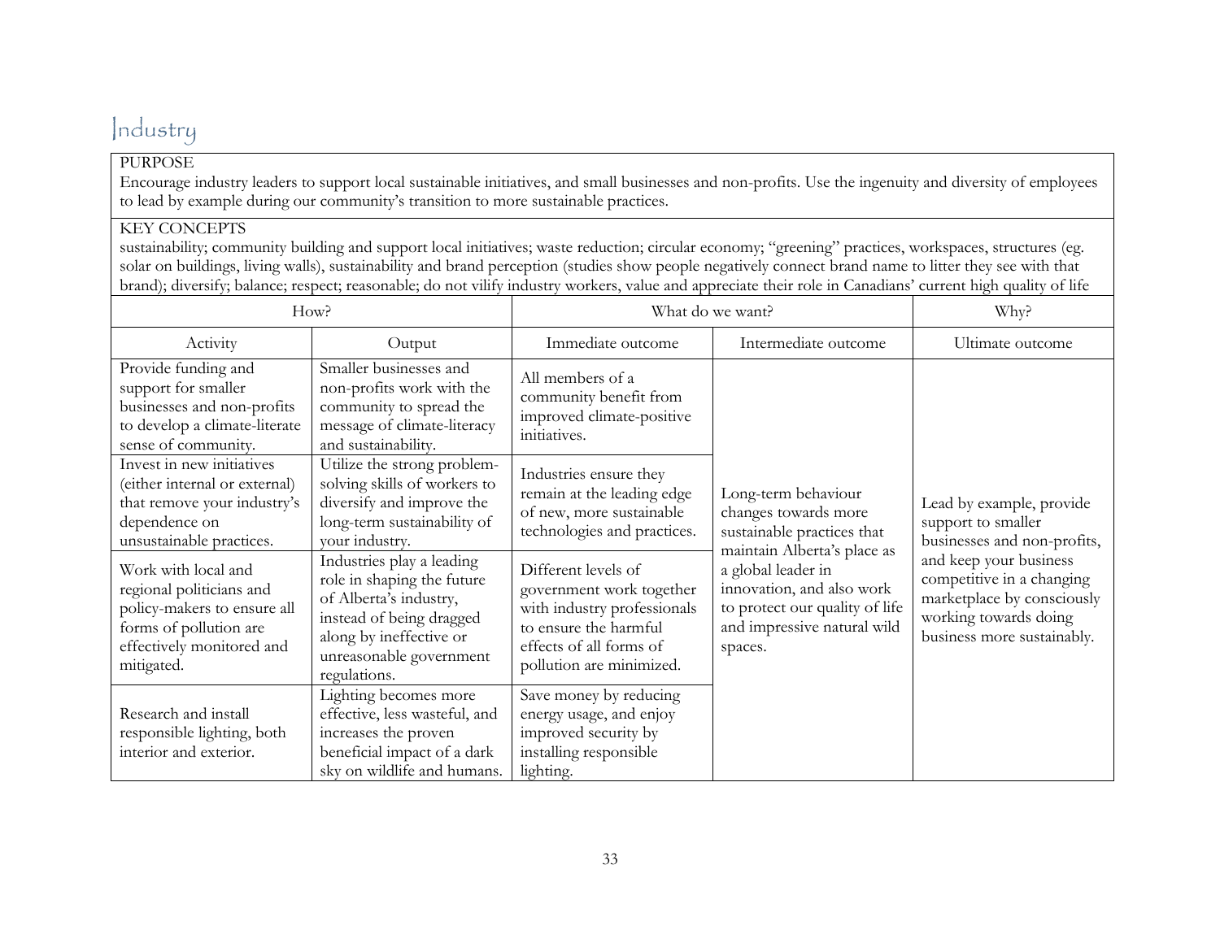# Industry

PURPOSE
Encourage industry leaders to support local sustainable initiatives, and small businesses and non-profits. Use the ingenuity and diversity of employees to lead by example during our community's transition to more sustainable practices.

KEY CONCEPTS
sustainability; community building and support local initiatives; waste reduction; circular economy; "greening" practices, workspaces, structures (eg. solar on buildings, living walls), sustainability and brand perception (studies show people negatively connect brand name to litter they see with that brand); diversify; balance; respect; reasonable; do not vilify industry workers, value and appreciate their role in Canadians' current high quality of life

| How? | | What do we want? | | Why? |
|---|---|---|---|---|
| Activity | Output | Immediate outcome | Intermediate outcome | Ultimate outcome |
| Provide funding and support for smaller businesses and non-profits to develop a climate-literate sense of community. | Smaller businesses and non-profits work with the community to spread the message of climate-literacy and sustainability. | All members of a community benefit from improved climate-positive initiatives. | Long-term behaviour changes towards more sustainable practices that maintain Alberta's place as a global leader in innovation, and also work to protect our quality of life and impressive natural wild spaces. | Lead by example, provide support to smaller businesses and non-profits, and keep your business competitive in a changing marketplace by consciously working towards doing business more sustainably. |
| Invest in new initiatives (either internal or external) that remove your industry's dependence on unsustainable practices. | Utilize the strong problem-solving skills of workers to diversify and improve the long-term sustainability of your industry. | Industries ensure they remain at the leading edge of new, more sustainable technologies and practices. | | |
| Work with local and regional politicians and policy-makers to ensure all forms of pollution are effectively monitored and mitigated. | Industries play a leading role in shaping the future of Alberta's industry, instead of being dragged along by ineffective or unreasonable government regulations. | Different levels of government work together with industry professionals to ensure the harmful effects of all forms of pollution are minimized. | | |
| Research and install responsible lighting, both interior and exterior. | Lighting becomes more effective, less wasteful, and increases the proven beneficial impact of a dark sky on wildlife and humans. | Save money by reducing energy usage, and enjoy improved security by installing responsible lighting. | | |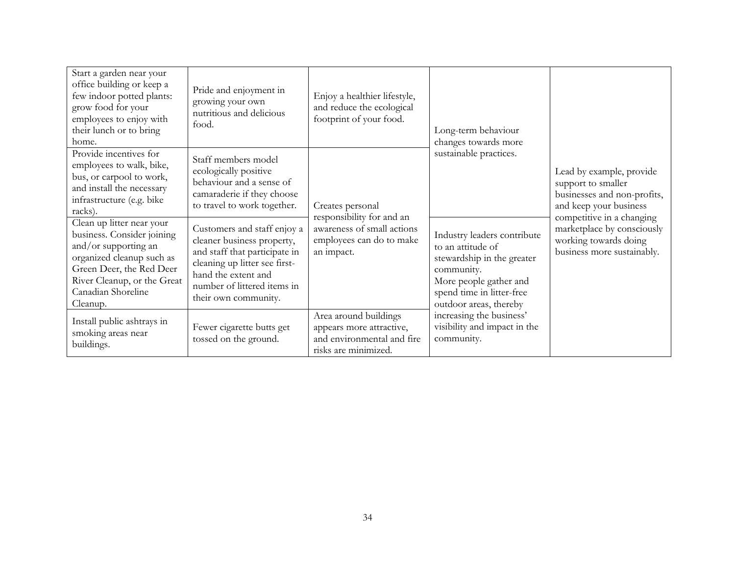| | | | | |
|---|---|---|---|---|
| Start a garden near your office building or keep a few indoor potted plants: grow food for your employees to enjoy with their lunch or to bring home. | Pride and enjoyment in growing your own nutritious and delicious food. | Enjoy a healthier lifestyle, and reduce the ecological footprint of your food. | Long-term behaviour changes towards more sustainable practices. | Lead by example, provide support to smaller businesses and non-profits, and keep your business competitive in a changing marketplace by consciously working towards doing business more sustainably. |
| Provide incentives for employees to walk, bike, bus, or carpool to work, and install the necessary infrastructure (e.g. bike racks). | Staff members model ecologically positive behaviour and a sense of camaraderie if they choose to travel to work together. | Creates personal responsibility for and an awareness of small actions employees can do to make an impact. | | |
| Clean up litter near your business. Consider joining and/or supporting an organized cleanup such as Green Deer, the Red Deer River Cleanup, or the Great Canadian Shoreline Cleanup. | Customers and staff enjoy a cleaner business property, and staff that participate in cleaning up litter see first-hand the extent and number of littered items in their own community. | | Industry leaders contribute to an attitude of stewardship in the greater community. More people gather and spend time in litter-free outdoor areas, thereby increasing the business' visibility and impact in the community. | |
| Install public ashtrays in smoking areas near buildings. | Fewer cigarette butts get tossed on the ground. | Area around buildings appears more attractive, and environmental and fire risks are minimized. | | |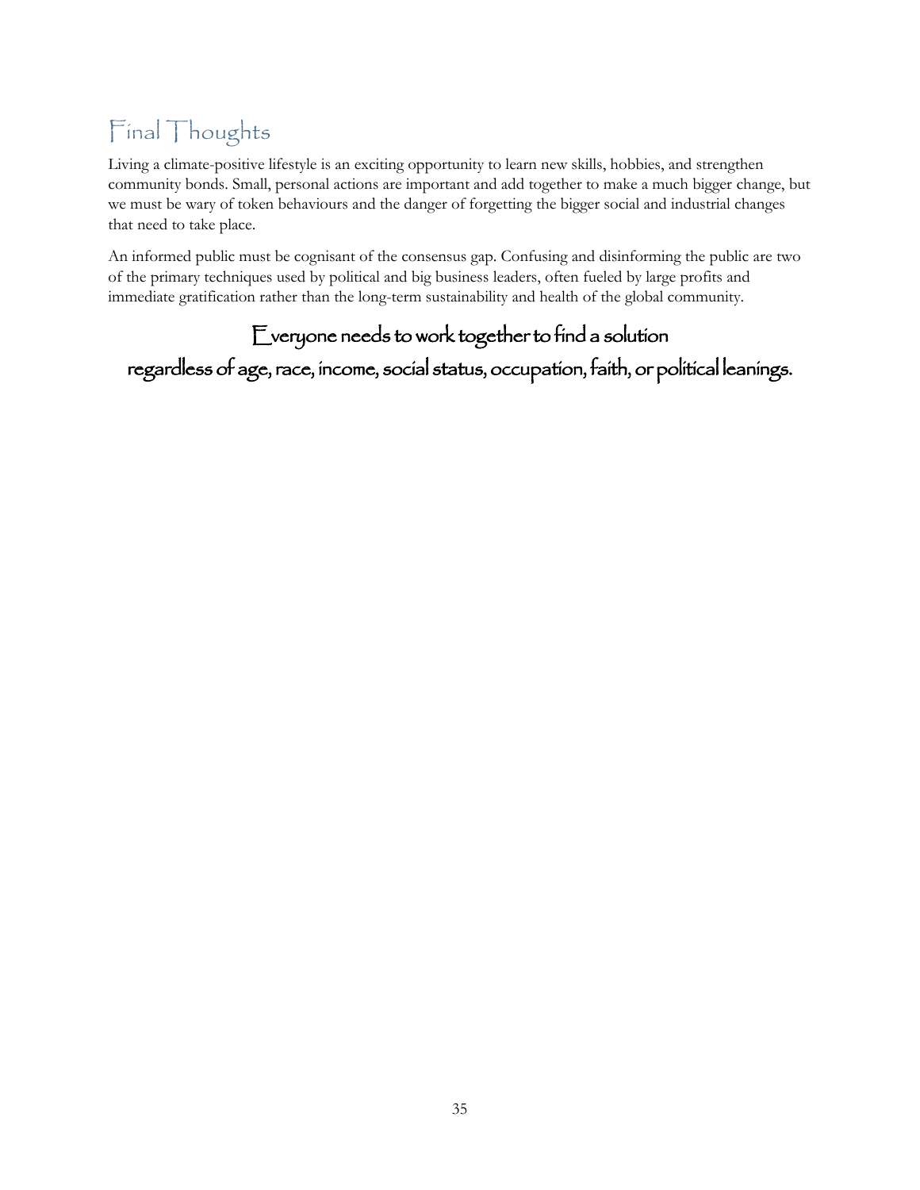# Final Thoughts

Living a climate-positive lifestyle is an exciting opportunity to learn new skills, hobbies, and strengthen community bonds. Small, personal actions are important and add together to make a much bigger change, but we must be wary of token behaviours and the danger of forgetting the bigger social and industrial changes that need to take place.

An informed public must be cognisant of the consensus gap. Confusing and disinforming the public are two of the primary techniques used by political and big business leaders, often fueled by large profits and immediate gratification rather than the long-term sustainability and health of the global community.

**Everyone needs to work together to find a solution regardless of age, race, income, social status, occupation, faith, or political leanings.**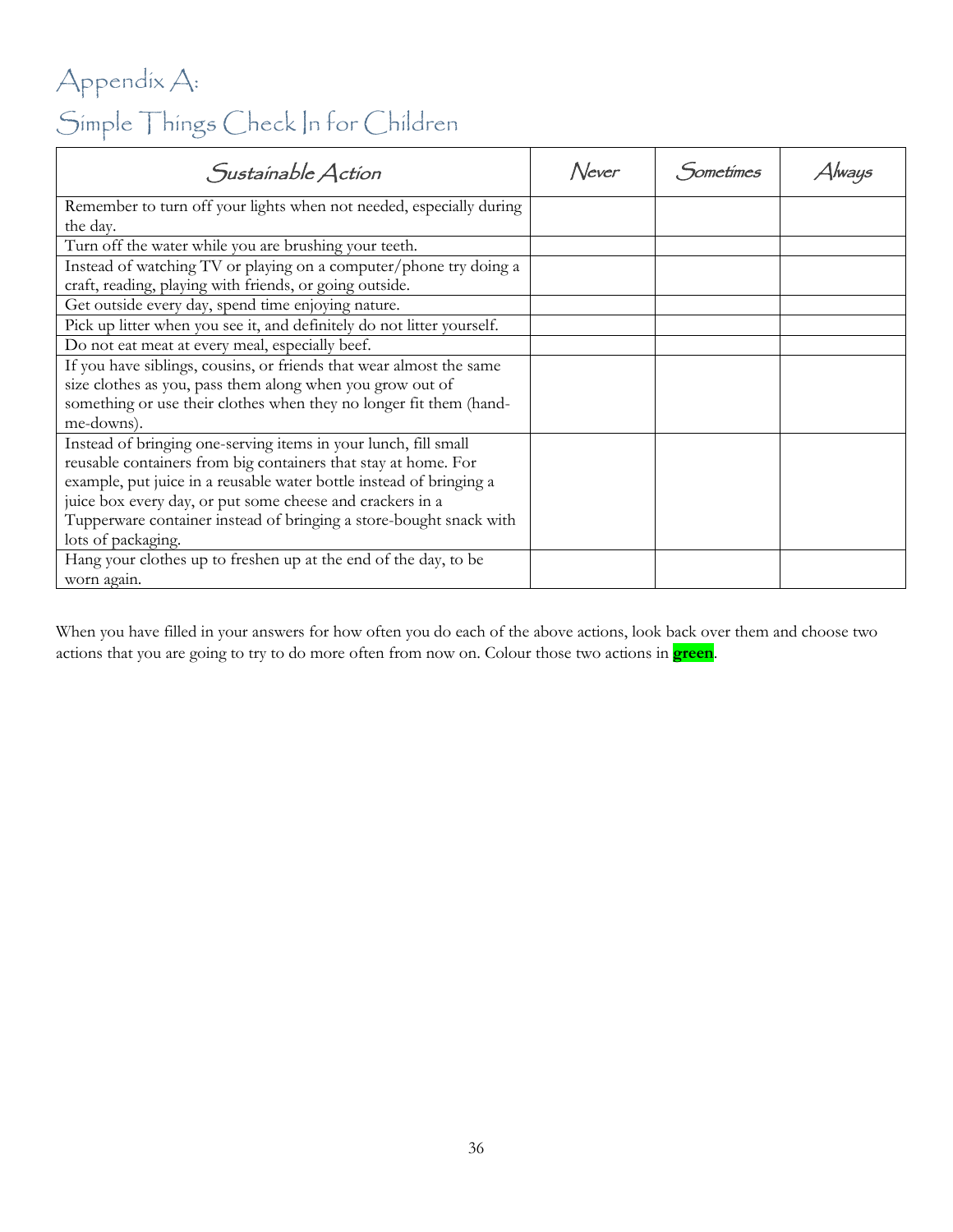# Appendix A:
# Simple Things Check In for Children

| Sustainable Action | Never | Sometimes | Always |
| --- | --- | --- | --- |
| Remember to turn off your lights when not needed, especially during the day. | | | |
| Turn off the water while you are brushing your teeth. | | | |
| Instead of watching TV or playing on a computer/phone try doing a craft, reading, playing with friends, or going outside. | | | |
| Get outside every day, spend time enjoying nature. | | | |
| Pick up litter when you see it, and definitely do not litter yourself. | | | |
| Do not eat meat at every meal, especially beef. | | | |
| If you have siblings, cousins, or friends that wear almost the same size clothes as you, pass them along when you grow out of something or use their clothes when they no longer fit them (hand-me-downs). | | | |
| Instead of bringing one-serving items in your lunch, fill small reusable containers from big containers that stay at home. For example, put juice in a reusable water bottle instead of bringing a juice box every day, or put some cheese and crackers in a Tupperware container instead of bringing a store-bought snack with lots of packaging. | | | |
| Hang your clothes up to freshen up at the end of the day, to be worn again. | | | |

When you have filled in your answers for how often you do each of the above actions, look back over them and choose two actions that you are going to try to do more often from now on. Colour those two actions in **green**.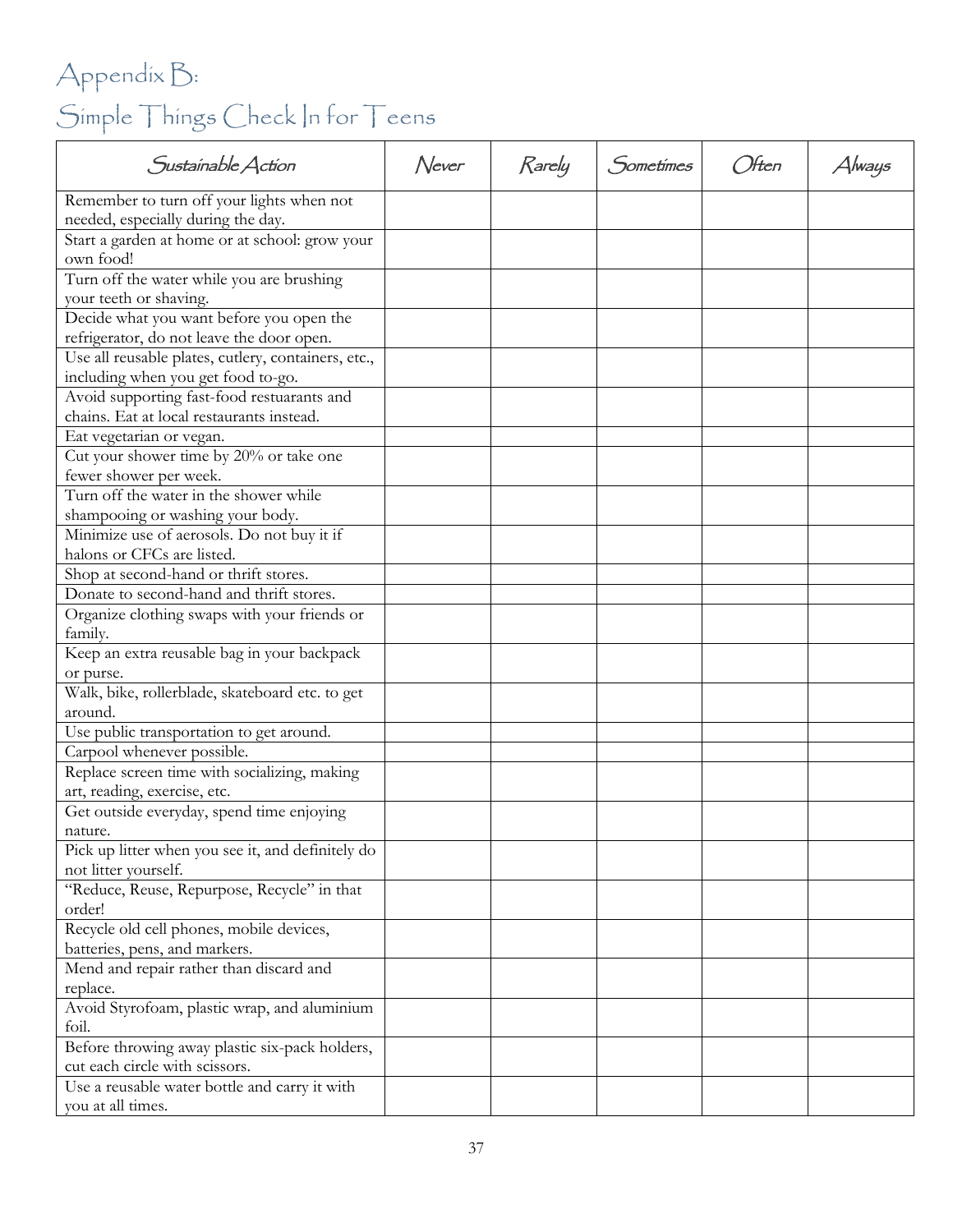# Appendix B:
# Simple Things Check In for Teens

| Sustainable Action | Never | Rarely | Sometimes | Often | Always |
|---|---|---|---|---|---|
| Remember to turn off your lights when not needed, especially during the day. | | | | | |
| Start a garden at home or at school: grow your own food! | | | | | |
| Turn off the water while you are brushing your teeth or shaving. | | | | | |
| Decide what you want before you open the refrigerator, do not leave the door open. | | | | | |
| Use all reusable plates, cutlery, containers, etc., including when you get food to-go. | | | | | |
| Avoid supporting fast-food restuarants and chains. Eat at local restaurants instead. | | | | | |
| Eat vegetarian or vegan. | | | | | |
| Cut your shower time by 20% or take one fewer shower per week. | | | | | |
| Turn off the water in the shower while shampooing or washing your body. | | | | | |
| Minimize use of aerosols. Do not buy it if halons or CFCs are listed. | | | | | |
| Shop at second-hand or thrift stores. | | | | | |
| Donate to second-hand and thrift stores. | | | | | |
| Organize clothing swaps with your friends or family. | | | | | |
| Keep an extra reusable bag in your backpack or purse. | | | | | |
| Walk, bike, rollerblade, skateboard etc. to get around. | | | | | |
| Use public transportation to get around. | | | | | |
| Carpool whenever possible. | | | | | |
| Replace screen time with socializing, making art, reading, exercise, etc. | | | | | |
| Get outside everyday, spend time enjoying nature. | | | | | |
| Pick up litter when you see it, and definitely do not litter yourself. | | | | | |
| "Reduce, Reuse, Repurpose, Recycle" in that order! | | | | | |
| Recycle old cell phones, mobile devices, batteries, pens, and markers. | | | | | |
| Mend and repair rather than discard and replace. | | | | | |
| Avoid Styrofoam, plastic wrap, and aluminium foil. | | | | | |
| Before throwing away plastic six-pack holders, cut each circle with scissors. | | | | | |
| Use a reusable water bottle and carry it with you at all times. | | | | | |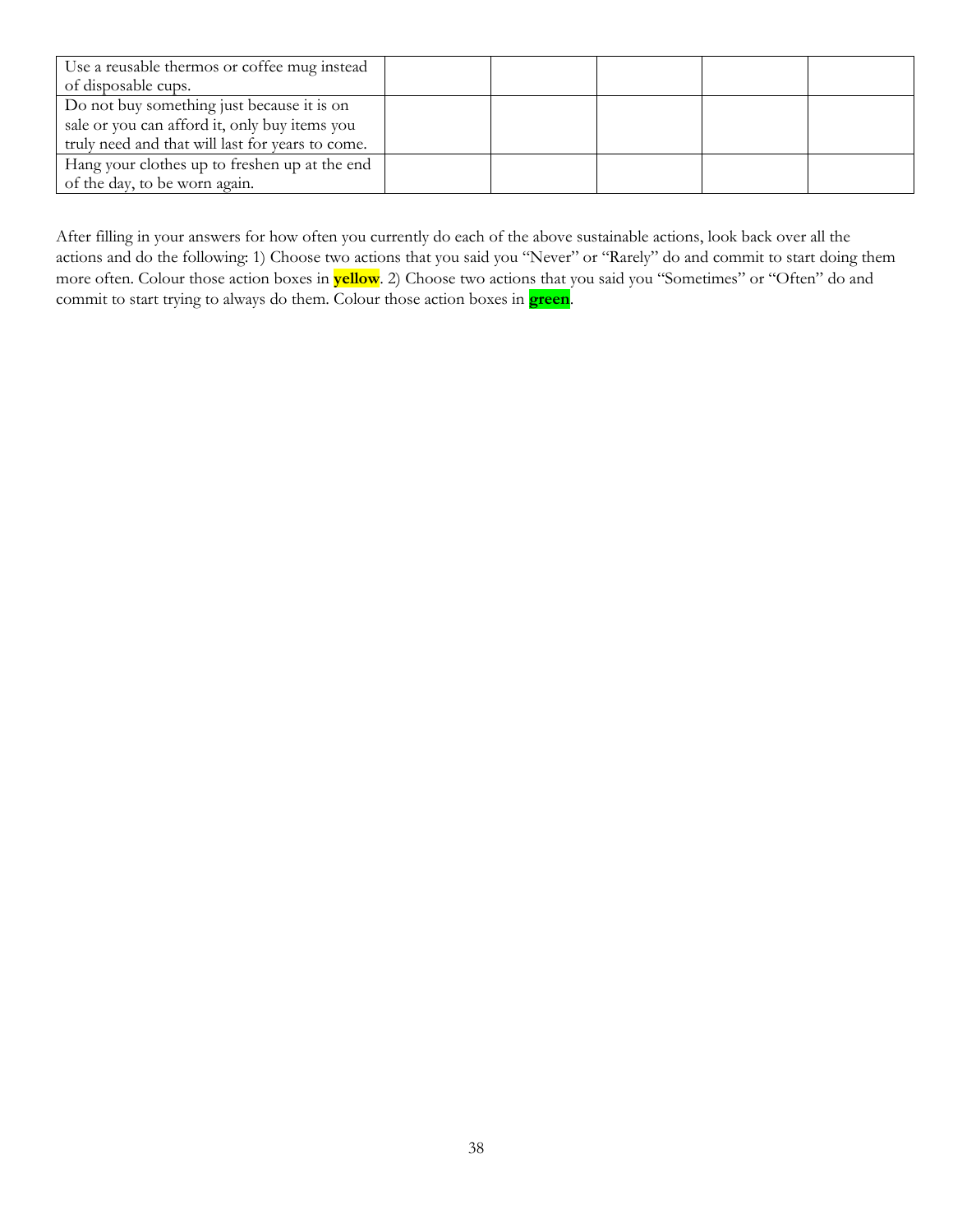| | | | | | |
|---|---|---|---|---|---|
| Use a reusable thermos or coffee mug instead of disposable cups. | | | | | |
| Do not buy something just because it is on sale or you can afford it, only buy items you truly need and that will last for years to come. | | | | | |
| Hang your clothes up to freshen up at the end of the day, to be worn again. | | | | | |

After filling in your answers for how often you currently do each of the above sustainable actions, look back over all the actions and do the following: 1) Choose two actions that you said you "Never" or "Rarely" do and commit to start doing them more often. Colour those action boxes in **yellow**. 2) Choose two actions that you said you "Sometimes" or "Often" do and commit to start trying to always do them. Colour those action boxes in **green**.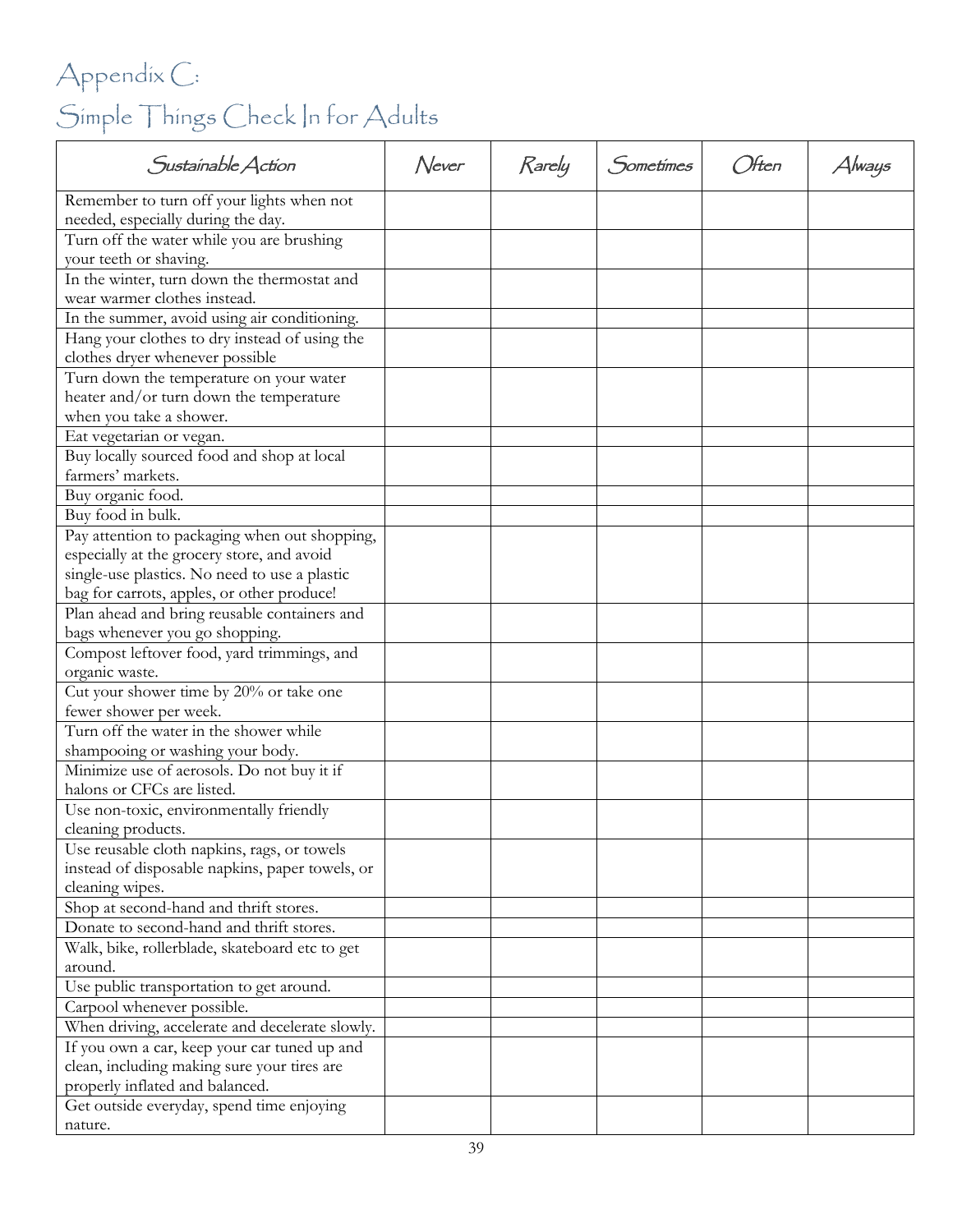# Appendix C:
# Simple Things Check In for Adults

| Sustainable Action | Never | Rarely | Sometimes | Often | Always |
|---|---|---|---|---|---|
| Remember to turn off your lights when not needed, especially during the day. | | | | | |
| Turn off the water while you are brushing your teeth or shaving. | | | | | |
| In the winter, turn down the thermostat and wear warmer clothes instead. | | | | | |
| In the summer, avoid using air conditioning. | | | | | |
| Hang your clothes to dry instead of using the clothes dryer whenever possible | | | | | |
| Turn down the temperature on your water heater and/or turn down the temperature when you take a shower. | | | | | |
| Eat vegetarian or vegan. | | | | | |
| Buy locally sourced food and shop at local farmers' markets. | | | | | |
| Buy organic food. | | | | | |
| Buy food in bulk. | | | | | |
| Pay attention to packaging when out shopping, especially at the grocery store, and avoid single-use plastics. No need to use a plastic bag for carrots, apples, or other produce! | | | | | |
| Plan ahead and bring reusable containers and bags whenever you go shopping. | | | | | |
| Compost leftover food, yard trimmings, and organic waste. | | | | | |
| Cut your shower time by 20% or take one fewer shower per week. | | | | | |
| Turn off the water in the shower while shampooing or washing your body. | | | | | |
| Minimize use of aerosols. Do not buy it if halons or CFCs are listed. | | | | | |
| Use non-toxic, environmentally friendly cleaning products. | | | | | |
| Use reusable cloth napkins, rags, or towels instead of disposable napkins, paper towels, or cleaning wipes. | | | | | |
| Shop at second-hand and thrift stores. | | | | | |
| Donate to second-hand and thrift stores. | | | | | |
| Walk, bike, rollerblade, skateboard etc to get around. | | | | | |
| Use public transportation to get around. | | | | | |
| Carpool whenever possible. | | | | | |
| When driving, accelerate and decelerate slowly. | | | | | |
| If you own a car, keep your car tuned up and clean, including making sure your tires are properly inflated and balanced. | | | | | |
| Get outside everyday, spend time enjoying nature. | | | | | |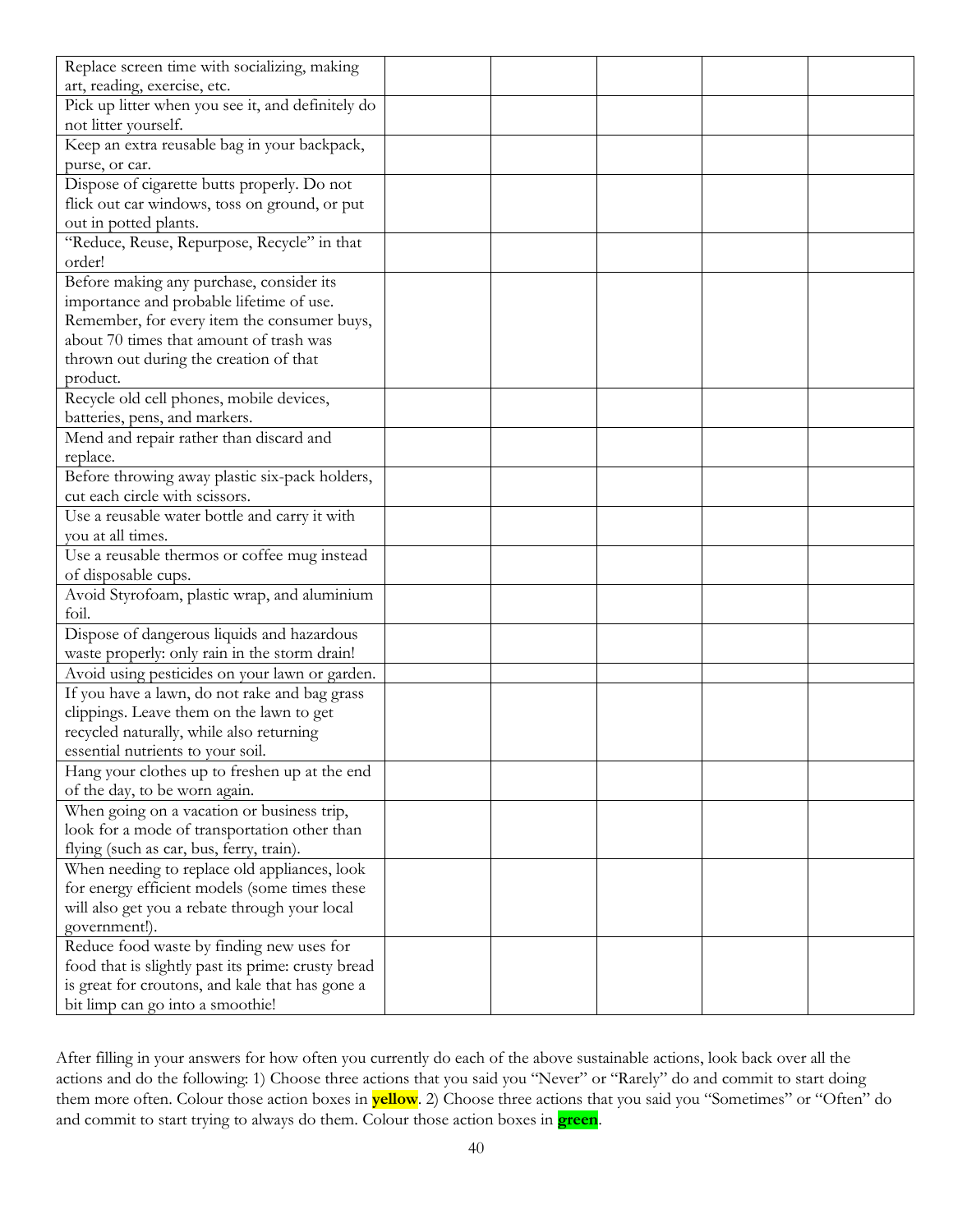| | | | | | |
|---|---|---|---|---|---|
| Replace screen time with socializing, making art, reading, exercise, etc. | | | | | |
| Pick up litter when you see it, and definitely do not litter yourself. | | | | | |
| Keep an extra reusable bag in your backpack, purse, or car. | | | | | |
| Dispose of cigarette butts properly. Do not flick out car windows, toss on ground, or put out in potted plants. | | | | | |
| "Reduce, Reuse, Repurpose, Recycle" in that order! | | | | | |
| Before making any purchase, consider its importance and probable lifetime of use. Remember, for every item the consumer buys, about 70 times that amount of trash was thrown out during the creation of that product. | | | | | |
| Recycle old cell phones, mobile devices, batteries, pens, and markers. | | | | | |
| Mend and repair rather than discard and replace. | | | | | |
| Before throwing away plastic six-pack holders, cut each circle with scissors. | | | | | |
| Use a reusable water bottle and carry it with you at all times. | | | | | |
| Use a reusable thermos or coffee mug instead of disposable cups. | | | | | |
| Avoid Styrofoam, plastic wrap, and aluminium foil. | | | | | |
| Dispose of dangerous liquids and hazardous waste properly: only rain in the storm drain! | | | | | |
| Avoid using pesticides on your lawn or garden. | | | | | |
| If you have a lawn, do not rake and bag grass clippings. Leave them on the lawn to get recycled naturally, while also returning essential nutrients to your soil. | | | | | |
| Hang your clothes up to freshen up at the end of the day, to be worn again. | | | | | |
| When going on a vacation or business trip, look for a mode of transportation other than flying (such as car, bus, ferry, train). | | | | | |
| When needing to replace old appliances, look for energy efficient models (some times these will also get you a rebate through your local government!). | | | | | |
| Reduce food waste by finding new uses for food that is slightly past its prime: crusty bread is great for croutons, and kale that has gone a bit limp can go into a smoothie! | | | | | |

After filling in your answers for how often you currently do each of the above sustainable actions, look back over all the actions and do the following: 1) Choose three actions that you said you "Never" or "Rarely" do and commit to start doing them more often. Colour those action boxes in **yellow**. 2) Choose three actions that you said you "Sometimes" or "Often" do and commit to start trying to always do them. Colour those action boxes in **green**.